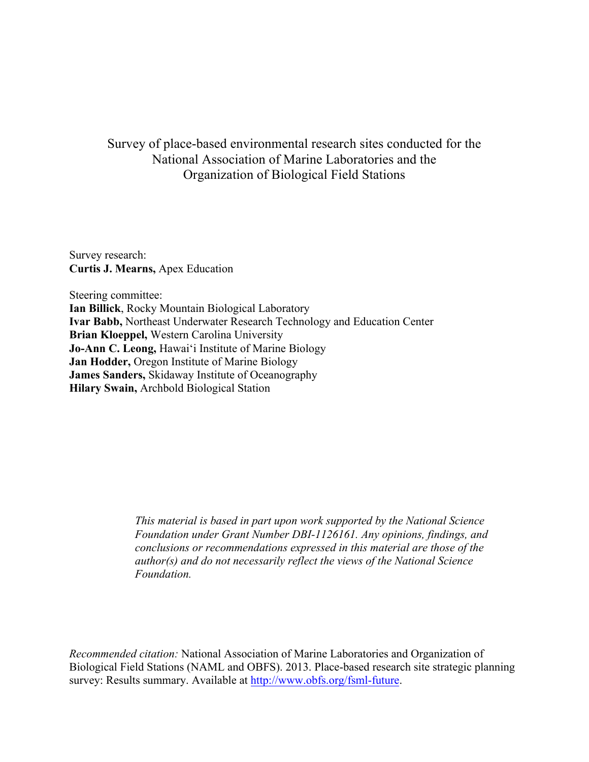# Survey of place-based environmental research sites conducted for the National Association of Marine Laboratories and the Organization of Biological Field Stations

Survey research:
**Curtis J. Mearns,** Apex Education

Steering committee:
**Ian Billick**, Rocky Mountain Biological Laboratory
**Ivar Babb,** Northeast Underwater Research Technology and Education Center
**Brian Kloeppel,** Western Carolina University
**Jo-Ann C. Leong,** Hawai'i Institute of Marine Biology
**Jan Hodder,** Oregon Institute of Marine Biology
**James Sanders,** Skidaway Institute of Oceanography
**Hilary Swain,** Archbold Biological Station

*This material is based in part upon work supported by the National Science Foundation under Grant Number DBI-1126161. Any opinions, findings, and conclusions or recommendations expressed in this material are those of the author(s) and do not necessarily reflect the views of the National Science Foundation.*

*Recommended citation:* National Association of Marine Laboratories and Organization of Biological Field Stations (NAML and OBFS). 2013. Place-based research site strategic planning survey: Results summary. Available at http://www.obfs.org/fsml-future.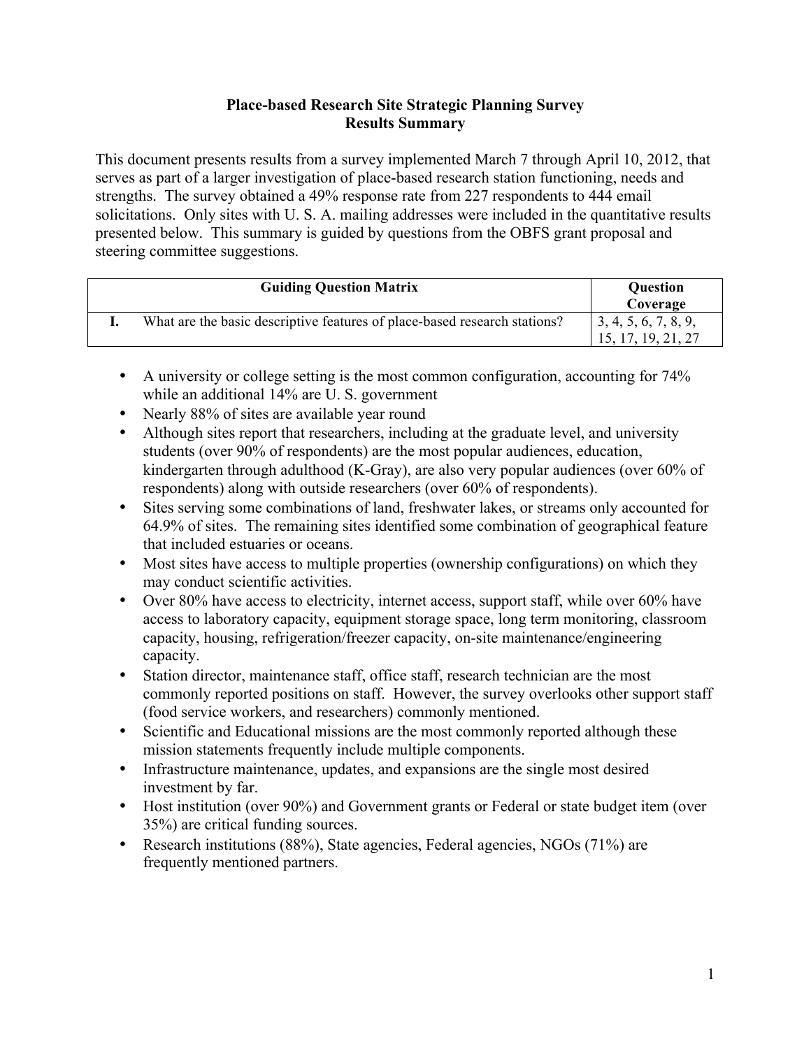# Place-based Research Site Strategic Planning Survey
## Results Summary

This document presents results from a survey implemented March 7 through April 10, 2012, that serves as part of a larger investigation of place-based research station functioning, needs and strengths. The survey obtained a 49% response rate from 227 respondents to 444 email solicitations. Only sites with U. S. A. mailing addresses were included in the quantitative results presented below. This summary is guided by questions from the OBFS grant proposal and steering committee suggestions.

| | Guiding Question Matrix | Question Coverage |
|---|---|---|
| **I.** | What are the basic descriptive features of place-based research stations? | 3, 4, 5, 6, 7, 8, 9, 15, 17, 19, 21, 27 |

- A university or college setting is the most common configuration, accounting for 74% while an additional 14% are U. S. government
- Nearly 88% of sites are available year round
- Although sites report that researchers, including at the graduate level, and university students (over 90% of respondents) are the most popular audiences, education, kindergarten through adulthood (K-Gray), are also very popular audiences (over 60% of respondents) along with outside researchers (over 60% of respondents).
- Sites serving some combinations of land, freshwater lakes, or streams only accounted for 64.9% of sites. The remaining sites identified some combination of geographical feature that included estuaries or oceans.
- Most sites have access to multiple properties (ownership configurations) on which they may conduct scientific activities.
- Over 80% have access to electricity, internet access, support staff, while over 60% have access to laboratory capacity, equipment storage space, long term monitoring, classroom capacity, housing, refrigeration/freezer capacity, on-site maintenance/engineering capacity.
- Station director, maintenance staff, office staff, research technician are the most commonly reported positions on staff. However, the survey overlooks other support staff (food service workers, and researchers) commonly mentioned.
- Scientific and Educational missions are the most commonly reported although these mission statements frequently include multiple components.
- Infrastructure maintenance, updates, and expansions are the single most desired investment by far.
- Host institution (over 90%) and Government grants or Federal or state budget item (over 35%) are critical funding sources.
- Research institutions (88%), State agencies, Federal agencies, NGOs (71%) are frequently mentioned partners.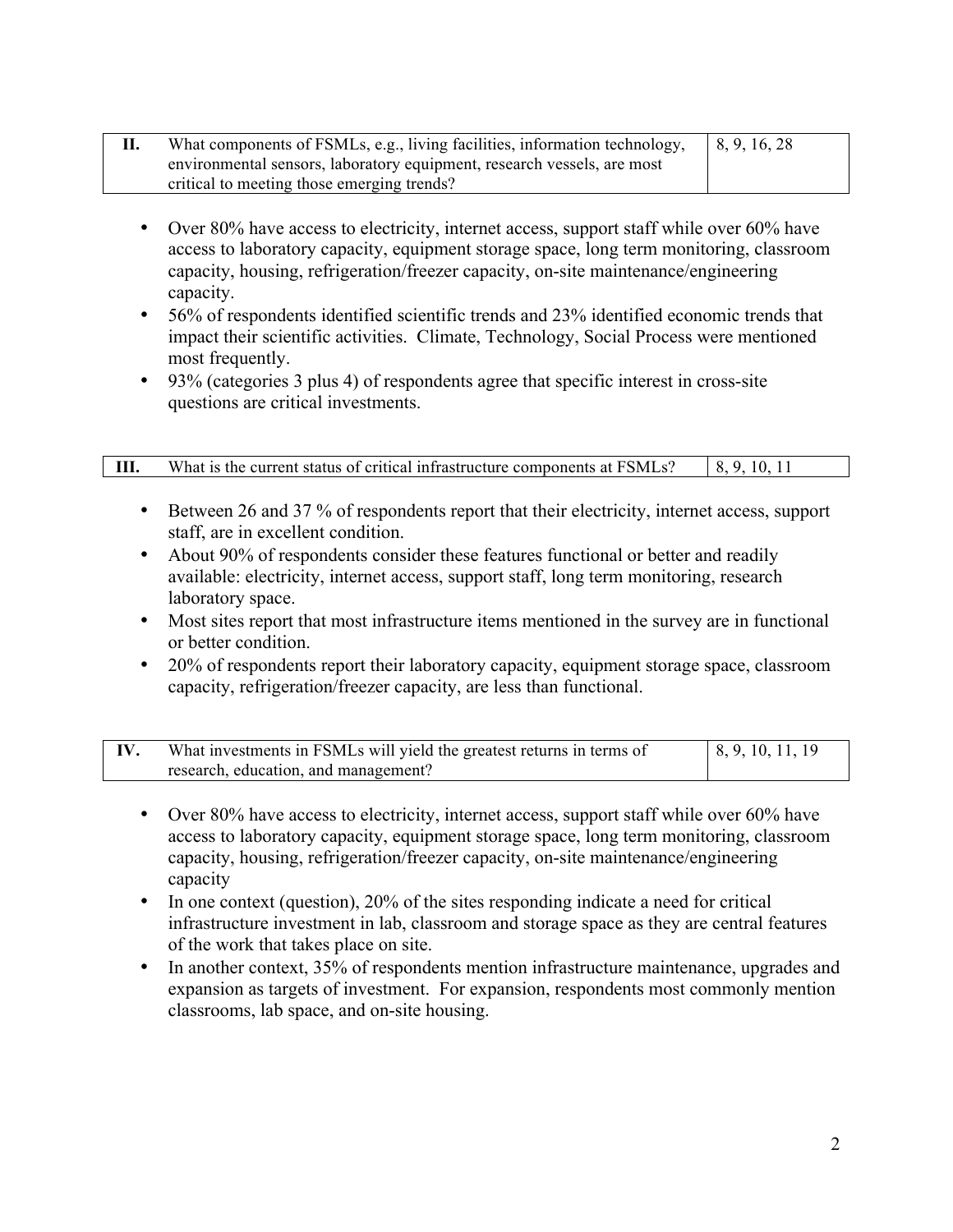| II. | What components of FSMLs, e.g., living facilities, information technology, environmental sensors, laboratory equipment, research vessels, are most critical to meeting those emerging trends? | 8, 9, 16, 28 |
|---|---|---|

- Over 80% have access to electricity, internet access, support staff while over 60% have access to laboratory capacity, equipment storage space, long term monitoring, classroom capacity, housing, refrigeration/freezer capacity, on-site maintenance/engineering capacity.
- 56% of respondents identified scientific trends and 23% identified economic trends that impact their scientific activities. Climate, Technology, Social Process were mentioned most frequently.
- 93% (categories 3 plus 4) of respondents agree that specific interest in cross-site questions are critical investments.

| III. | What is the current status of critical infrastructure components at FSMLs? | 8, 9, 10, 11 |
|---|---|---|

- Between 26 and 37 % of respondents report that their electricity, internet access, support staff, are in excellent condition.
- About 90% of respondents consider these features functional or better and readily available: electricity, internet access, support staff, long term monitoring, research laboratory space.
- Most sites report that most infrastructure items mentioned in the survey are in functional or better condition.
- 20% of respondents report their laboratory capacity, equipment storage space, classroom capacity, refrigeration/freezer capacity, are less than functional.

| IV. | What investments in FSMLs will yield the greatest returns in terms of research, education, and management? | 8, 9, 10, 11, 19 |
|---|---|---|

- Over 80% have access to electricity, internet access, support staff while over 60% have access to laboratory capacity, equipment storage space, long term monitoring, classroom capacity, housing, refrigeration/freezer capacity, on-site maintenance/engineering capacity
- In one context (question), 20% of the sites responding indicate a need for critical infrastructure investment in lab, classroom and storage space as they are central features of the work that takes place on site.
- In another context, 35% of respondents mention infrastructure maintenance, upgrades and expansion as targets of investment. For expansion, respondents most commonly mention classrooms, lab space, and on-site housing.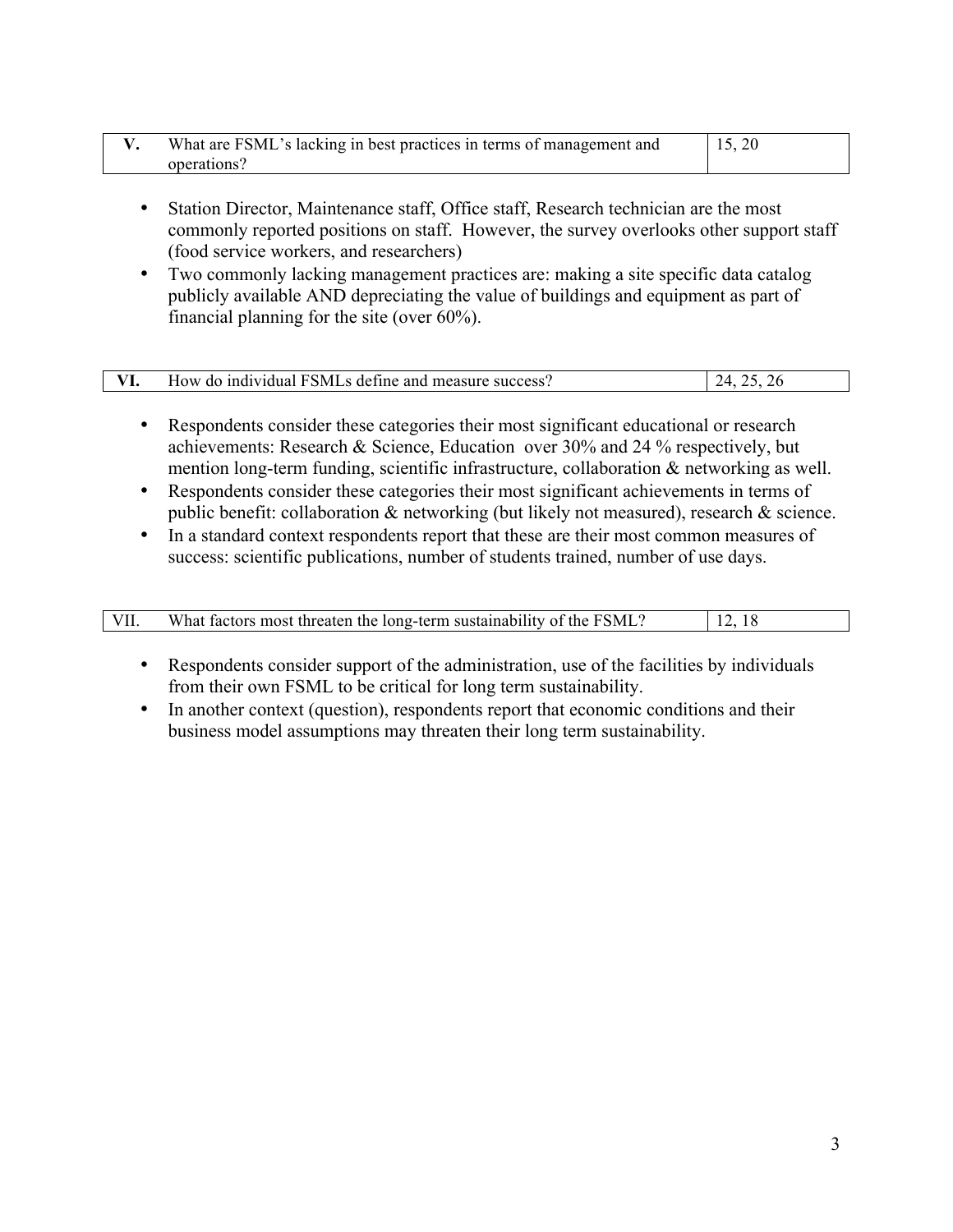| V. | What are FSML's lacking in best practices in terms of management and operations? | 15, 20 |
|---|---|---|

- Station Director, Maintenance staff, Office staff, Research technician are the most commonly reported positions on staff. However, the survey overlooks other support staff (food service workers, and researchers)
- Two commonly lacking management practices are: making a site specific data catalog publicly available AND depreciating the value of buildings and equipment as part of financial planning for the site (over 60%).

| VI. | How do individual FSMLs define and measure success? | 24, 25, 26 |
|---|---|---|

- Respondents consider these categories their most significant educational or research achievements: Research & Science, Education over 30% and 24 % respectively, but mention long-term funding, scientific infrastructure, collaboration & networking as well.
- Respondents consider these categories their most significant achievements in terms of public benefit: collaboration & networking (but likely not measured), research & science.
- In a standard context respondents report that these are their most common measures of success: scientific publications, number of students trained, number of use days.

| VII. | What factors most threaten the long-term sustainability of the FSML? | 12, 18 |
|---|---|---|

- Respondents consider support of the administration, use of the facilities by individuals from their own FSML to be critical for long term sustainability.
- In another context (question), respondents report that economic conditions and their business model assumptions may threaten their long term sustainability.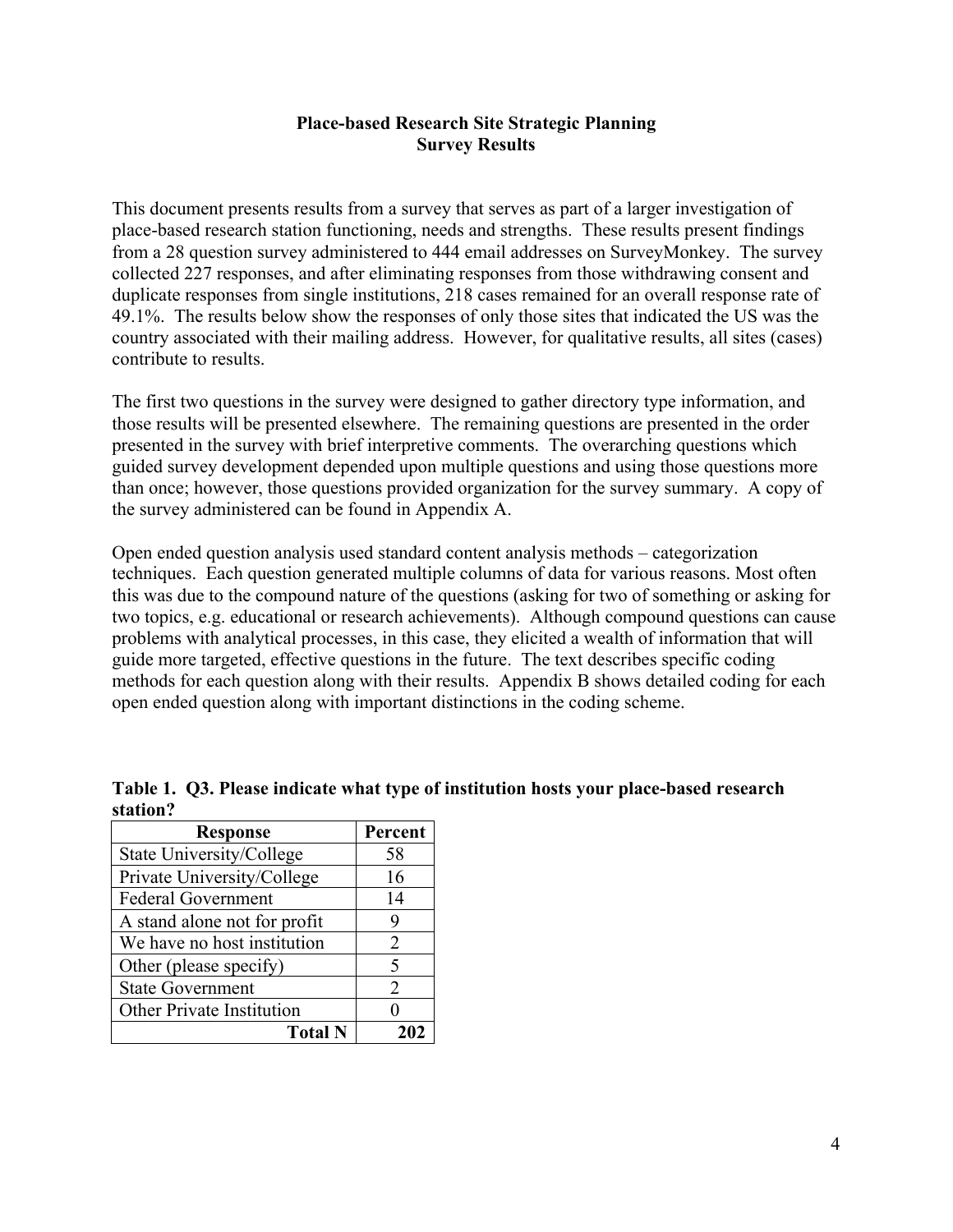# Place-based Research Site Strategic Planning
## Survey Results

This document presents results from a survey that serves as part of a larger investigation of place-based research station functioning, needs and strengths. These results present findings from a 28 question survey administered to 444 email addresses on SurveyMonkey. The survey collected 227 responses, and after eliminating responses from those withdrawing consent and duplicate responses from single institutions, 218 cases remained for an overall response rate of 49.1%. The results below show the responses of only those sites that indicated the US was the country associated with their mailing address. However, for qualitative results, all sites (cases) contribute to results.

The first two questions in the survey were designed to gather directory type information, and those results will be presented elsewhere. The remaining questions are presented in the order presented in the survey with brief interpretive comments. The overarching questions which guided survey development depended upon multiple questions and using those questions more than once; however, those questions provided organization for the survey summary. A copy of the survey administered can be found in Appendix A.

Open ended question analysis used standard content analysis methods – categorization techniques. Each question generated multiple columns of data for various reasons. Most often this was due to the compound nature of the questions (asking for two of something or asking for two topics, e.g. educational or research achievements). Although compound questions can cause problems with analytical processes, in this case, they elicited a wealth of information that will guide more targeted, effective questions in the future. The text describes specific coding methods for each question along with their results. Appendix B shows detailed coding for each open ended question along with important distinctions in the coding scheme.

**Table 1. Q3. Please indicate what type of institution hosts your place-based research station?**

| Response | Percent |
|---|---|
| State University/College | 58 |
| Private University/College | 16 |
| Federal Government | 14 |
| A stand alone not for profit | 9 |
| We have no host institution | 2 |
| Other (please specify) | 5 |
| State Government | 2 |
| Other Private Institution | 0 |
| **Total N** | **202** |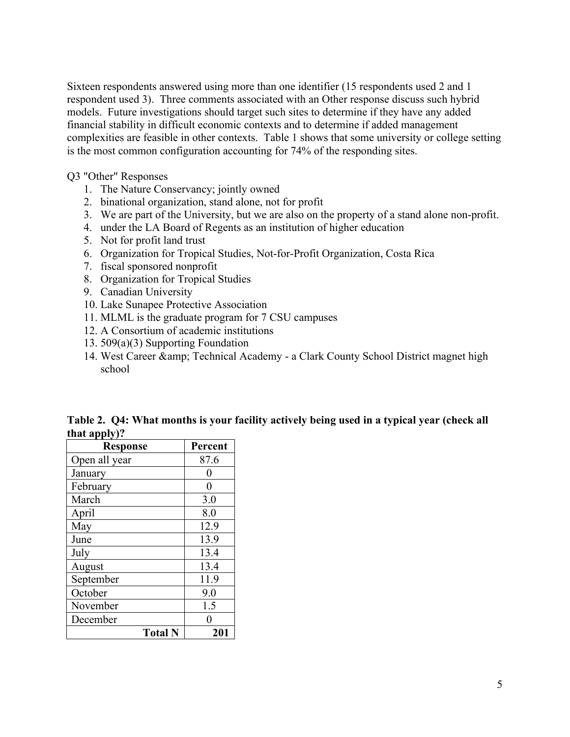Sixteen respondents answered using more than one identifier (15 respondents used 2 and 1 respondent used 3). Three comments associated with an Other response discuss such hybrid models. Future investigations should target such sites to determine if they have any added financial stability in difficult economic contexts and to determine if added management complexities are feasible in other contexts. Table 1 shows that some university or college setting is the most common configuration accounting for 74% of the responding sites.

Q3 "Other" Responses

1. The Nature Conservancy; jointly owned
2. binational organization, stand alone, not for profit
3. We are part of the University, but we are also on the property of a stand alone non-profit.
4. under the LA Board of Regents as an institution of higher education
5. Not for profit land trust
6. Organization for Tropical Studies, Not-for-Profit Organization, Costa Rica
7. fiscal sponsored nonprofit
8. Organization for Tropical Studies
9. Canadian University
10. Lake Sunapee Protective Association
11. MLML is the graduate program for 7 CSU campuses
12. A Consortium of academic institutions
13. 509(a)(3) Supporting Foundation
14. West Career &amp; Technical Academy - a Clark County School District magnet high school

**Table 2. Q4: What months is your facility actively being used in a typical year (check all that apply)?**

| Response | Percent |
|---|---|
| Open all year | 87.6 |
| January | 0 |
| February | 0 |
| March | 3.0 |
| April | 8.0 |
| May | 12.9 |
| June | 13.9 |
| July | 13.4 |
| August | 13.4 |
| September | 11.9 |
| October | 9.0 |
| November | 1.5 |
| December | 0 |
| **Total N** | **201** |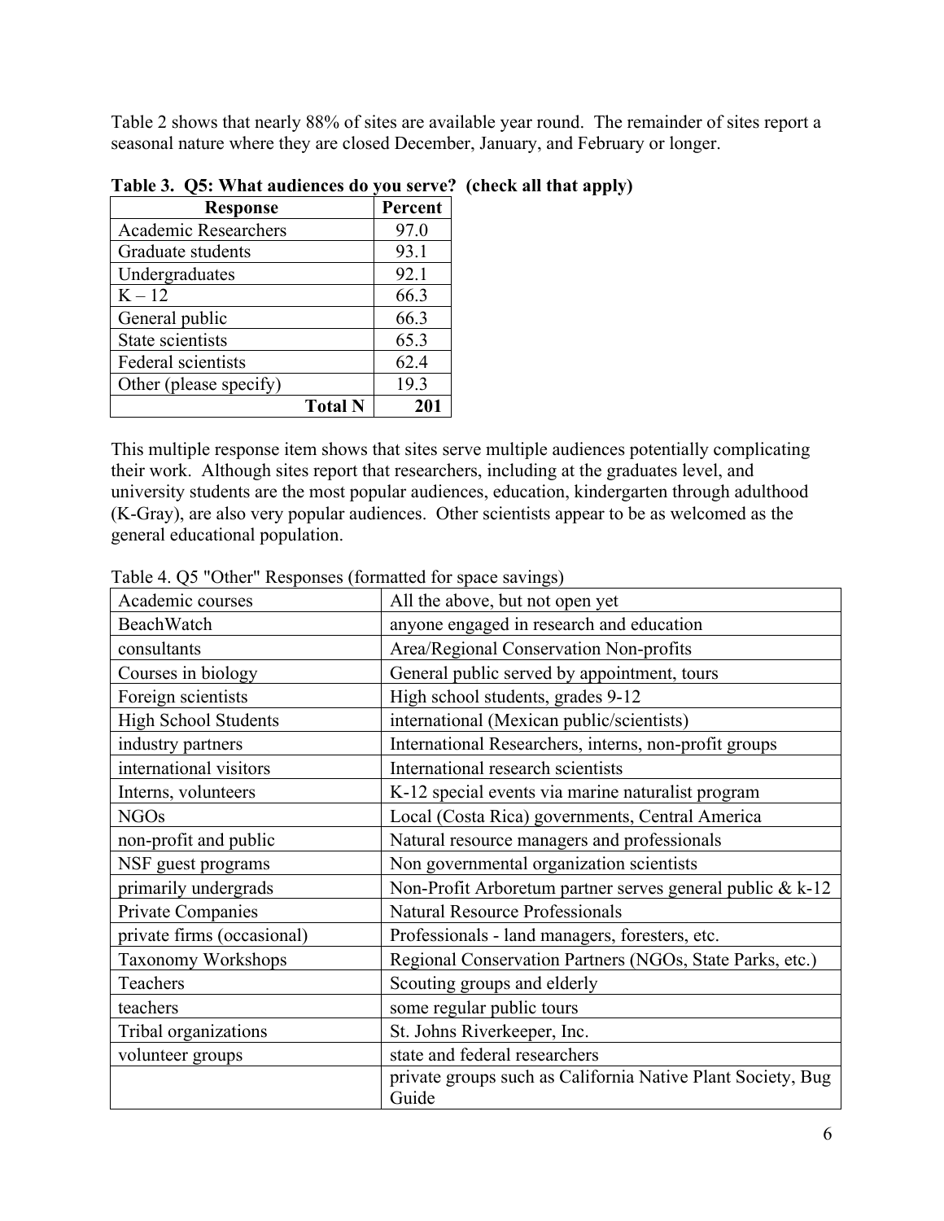Table 2 shows that nearly 88% of sites are available year round. The remainder of sites report a seasonal nature where they are closed December, January, and February or longer.

**Table 3. Q5: What audiences do you serve? (check all that apply)**

| Response | Percent |
|---|---|
| Academic Researchers | 97.0 |
| Graduate students | 93.1 |
| Undergraduates | 92.1 |
| K – 12 | 66.3 |
| General public | 66.3 |
| State scientists | 65.3 |
| Federal scientists | 62.4 |
| Other (please specify) | 19.3 |
| **Total N** | **201** |

This multiple response item shows that sites serve multiple audiences potentially complicating their work. Although sites report that researchers, including at the graduates level, and university students are the most popular audiences, education, kindergarten through adulthood (K-Gray), are also very popular audiences. Other scientists appear to be as welcomed as the general educational population.

Table 4. Q5 "Other" Responses (formatted for space savings)

| | |
|---|---|
| Academic courses | All the above, but not open yet |
| BeachWatch | anyone engaged in research and education |
| consultants | Area/Regional Conservation Non-profits |
| Courses in biology | General public served by appointment, tours |
| Foreign scientists | High school students, grades 9-12 |
| High School Students | international (Mexican public/scientists) |
| industry partners | International Researchers, interns, non-profit groups |
| international visitors | International research scientists |
| Interns, volunteers | K-12 special events via marine naturalist program |
| NGOs | Local (Costa Rica) governments, Central America |
| non-profit and public | Natural resource managers and professionals |
| NSF guest programs | Non governmental organization scientists |
| primarily undergrads | Non-Profit Arboretum partner serves general public & k-12 |
| Private Companies | Natural Resource Professionals |
| private firms (occasional) | Professionals - land managers, foresters, etc. |
| Taxonomy Workshops | Regional Conservation Partners (NGOs, State Parks, etc.) |
| Teachers | Scouting groups and elderly |
| teachers | some regular public tours |
| Tribal organizations | St. Johns Riverkeeper, Inc. |
| volunteer groups | state and federal researchers |
| | private groups such as California Native Plant Society, Bug Guide |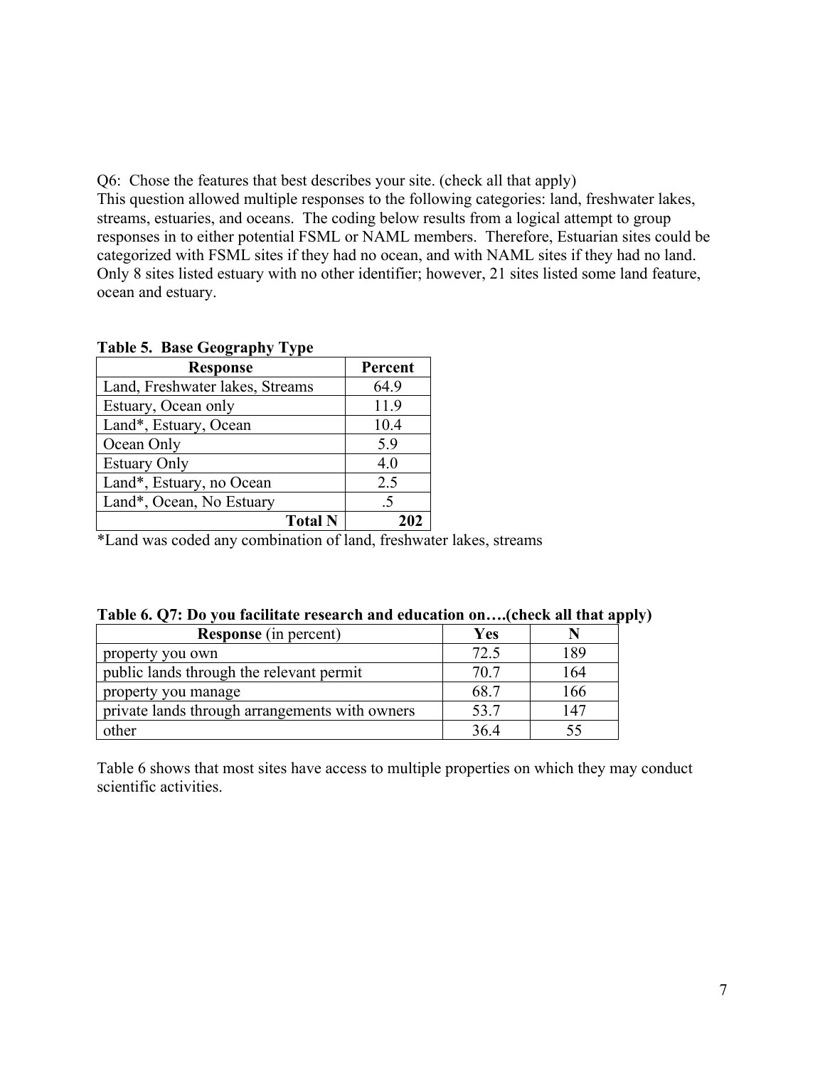Q6: Chose the features that best describes your site. (check all that apply)
This question allowed multiple responses to the following categories: land, freshwater lakes, streams, estuaries, and oceans. The coding below results from a logical attempt to group responses in to either potential FSML or NAML members. Therefore, Estuarian sites could be categorized with FSML sites if they had no ocean, and with NAML sites if they had no land. Only 8 sites listed estuary with no other identifier; however, 21 sites listed some land feature, ocean and estuary.

**Table 5. Base Geography Type**

| Response | Percent |
|---|---|
| Land, Freshwater lakes, Streams | 64.9 |
| Estuary, Ocean only | 11.9 |
| Land*, Estuary, Ocean | 10.4 |
| Ocean Only | 5.9 |
| Estuary Only | 4.0 |
| Land*, Estuary, no Ocean | 2.5 |
| Land*, Ocean, No Estuary | .5 |
| **Total N** | **202** |

*Land was coded any combination of land, freshwater lakes, streams

**Table 6. Q7: Do you facilitate research and education on….(check all that apply)**

| **Response** (in percent) | Yes | N |
|---|---|---|
| property you own | 72.5 | 189 |
| public lands through the relevant permit | 70.7 | 164 |
| property you manage | 68.7 | 166 |
| private lands through arrangements with owners | 53.7 | 147 |
| other | 36.4 | 55 |

Table 6 shows that most sites have access to multiple properties on which they may conduct scientific activities.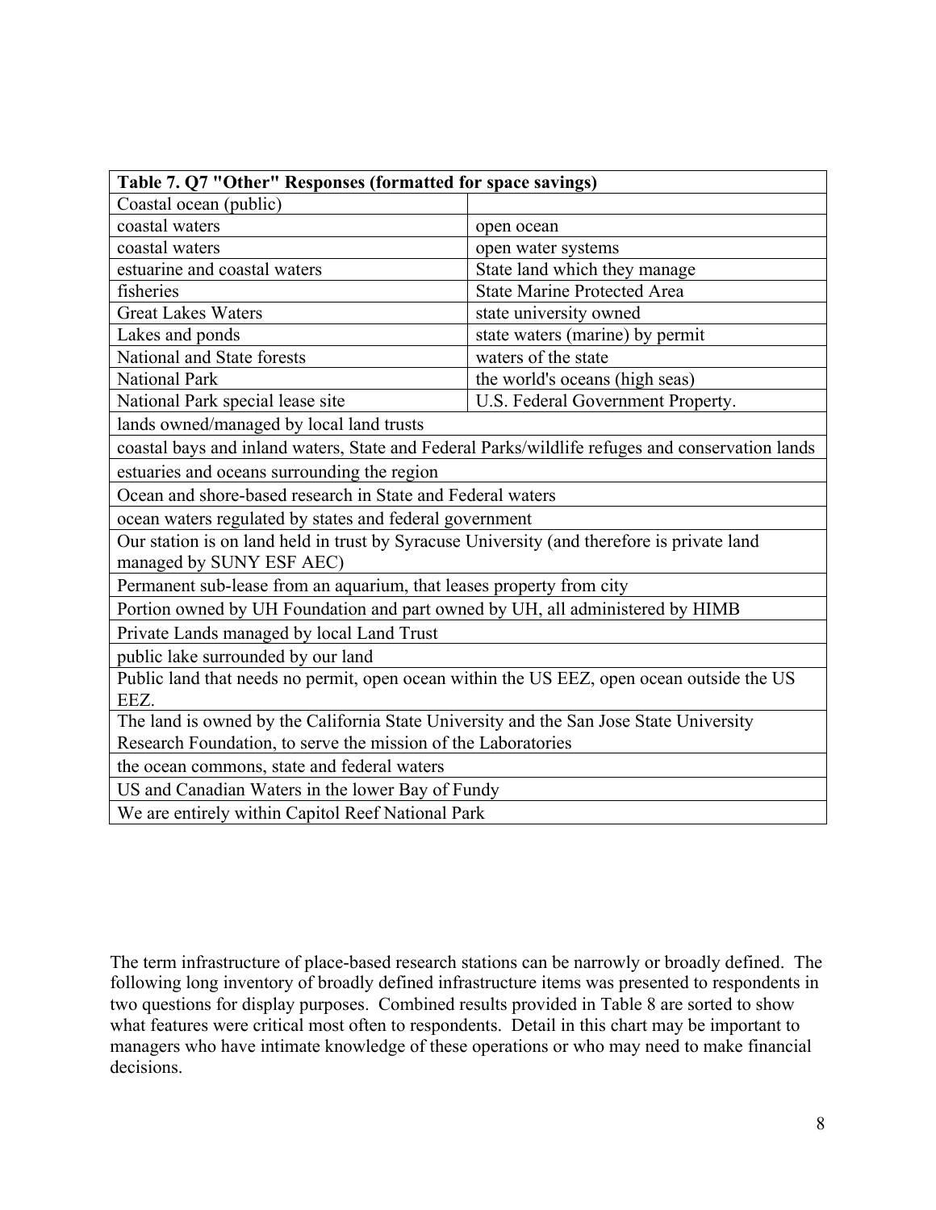| Table 7. Q7 "Other" Responses (formatted for space savings) | |
|---|---|
| Coastal ocean (public) | |
| coastal waters | open ocean |
| coastal waters | open water systems |
| estuarine and coastal waters | State land which they manage |
| fisheries | State Marine Protected Area |
| Great Lakes Waters | state university owned |
| Lakes and ponds | state waters (marine) by permit |
| National and State forests | waters of the state |
| National Park | the world's oceans (high seas) |
| National Park special lease site | U.S. Federal Government Property. |
| lands owned/managed by local land trusts | |
| coastal bays and inland waters, State and Federal Parks/wildlife refuges and conservation lands | |
| estuaries and oceans surrounding the region | |
| Ocean and shore-based research in State and Federal waters | |
| ocean waters regulated by states and federal government | |
| Our station is on land held in trust by Syracuse University (and therefore is private land managed by SUNY ESF AEC) | |
| Permanent sub-lease from an aquarium, that leases property from city | |
| Portion owned by UH Foundation and part owned by UH, all administered by HIMB | |
| Private Lands managed by local Land Trust | |
| public lake surrounded by our land | |
| Public land that needs no permit, open ocean within the US EEZ, open ocean outside the US EEZ. | |
| The land is owned by the California State University and the San Jose State University Research Foundation, to serve the mission of the Laboratories | |
| the ocean commons, state and federal waters | |
| US and Canadian Waters in the lower Bay of Fundy | |
| We are entirely within Capitol Reef National Park | |

The term infrastructure of place-based research stations can be narrowly or broadly defined. The following long inventory of broadly defined infrastructure items was presented to respondents in two questions for display purposes. Combined results provided in Table 8 are sorted to show what features were critical most often to respondents. Detail in this chart may be important to managers who have intimate knowledge of these operations or who may need to make financial decisions.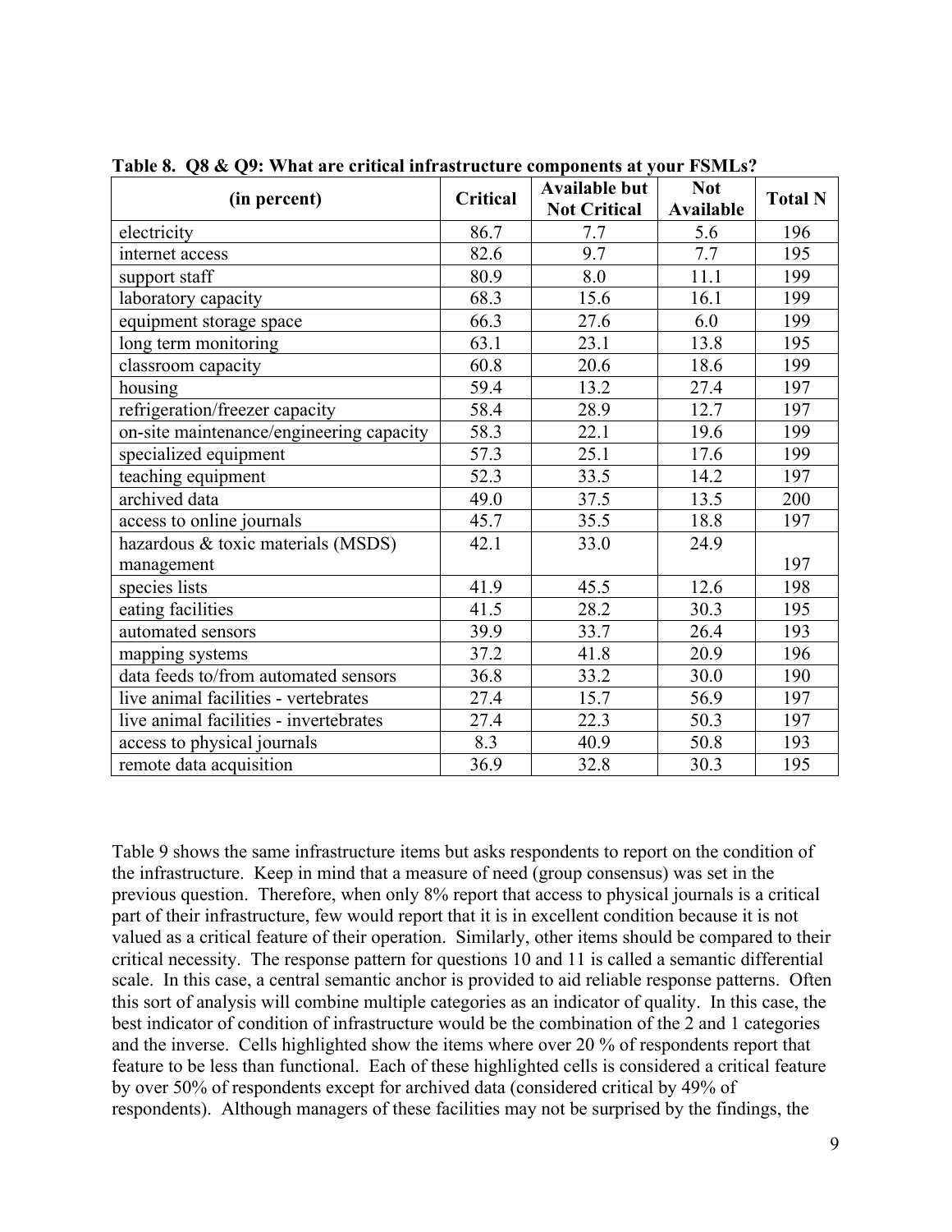**Table 8. Q8 & Q9: What are critical infrastructure components at your FSMLs?**

| (in percent) | Critical | Available but Not Critical | Not Available | Total N |
|---|---|---|---|---|
| electricity | 86.7 | 7.7 | 5.6 | 196 |
| internet access | 82.6 | 9.7 | 7.7 | 195 |
| support staff | 80.9 | 8.0 | 11.1 | 199 |
| laboratory capacity | 68.3 | 15.6 | 16.1 | 199 |
| equipment storage space | 66.3 | 27.6 | 6.0 | 199 |
| long term monitoring | 63.1 | 23.1 | 13.8 | 195 |
| classroom capacity | 60.8 | 20.6 | 18.6 | 199 |
| housing | 59.4 | 13.2 | 27.4 | 197 |
| refrigeration/freezer capacity | 58.4 | 28.9 | 12.7 | 197 |
| on-site maintenance/engineering capacity | 58.3 | 22.1 | 19.6 | 199 |
| specialized equipment | 57.3 | 25.1 | 17.6 | 199 |
| teaching equipment | 52.3 | 33.5 | 14.2 | 197 |
| archived data | 49.0 | 37.5 | 13.5 | 200 |
| access to online journals | 45.7 | 35.5 | 18.8 | 197 |
| hazardous & toxic materials (MSDS) management | 42.1 | 33.0 | 24.9 | 197 |
| species lists | 41.9 | 45.5 | 12.6 | 198 |
| eating facilities | 41.5 | 28.2 | 30.3 | 195 |
| automated sensors | 39.9 | 33.7 | 26.4 | 193 |
| mapping systems | 37.2 | 41.8 | 20.9 | 196 |
| data feeds to/from automated sensors | 36.8 | 33.2 | 30.0 | 190 |
| live animal facilities - vertebrates | 27.4 | 15.7 | 56.9 | 197 |
| live animal facilities - invertebrates | 27.4 | 22.3 | 50.3 | 197 |
| access to physical journals | 8.3 | 40.9 | 50.8 | 193 |
| remote data acquisition | 36.9 | 32.8 | 30.3 | 195 |

Table 9 shows the same infrastructure items but asks respondents to report on the condition of the infrastructure. Keep in mind that a measure of need (group consensus) was set in the previous question. Therefore, when only 8% report that access to physical journals is a critical part of their infrastructure, few would report that it is in excellent condition because it is not valued as a critical feature of their operation. Similarly, other items should be compared to their critical necessity. The response pattern for questions 10 and 11 is called a semantic differential scale. In this case, a central semantic anchor is provided to aid reliable response patterns. Often this sort of analysis will combine multiple categories as an indicator of quality. In this case, the best indicator of condition of infrastructure would be the combination of the 2 and 1 categories and the inverse. Cells highlighted show the items where over 20 % of respondents report that feature to be less than functional. Each of these highlighted cells is considered a critical feature by over 50% of respondents except for archived data (considered critical by 49% of respondents). Although managers of these facilities may not be surprised by the findings, the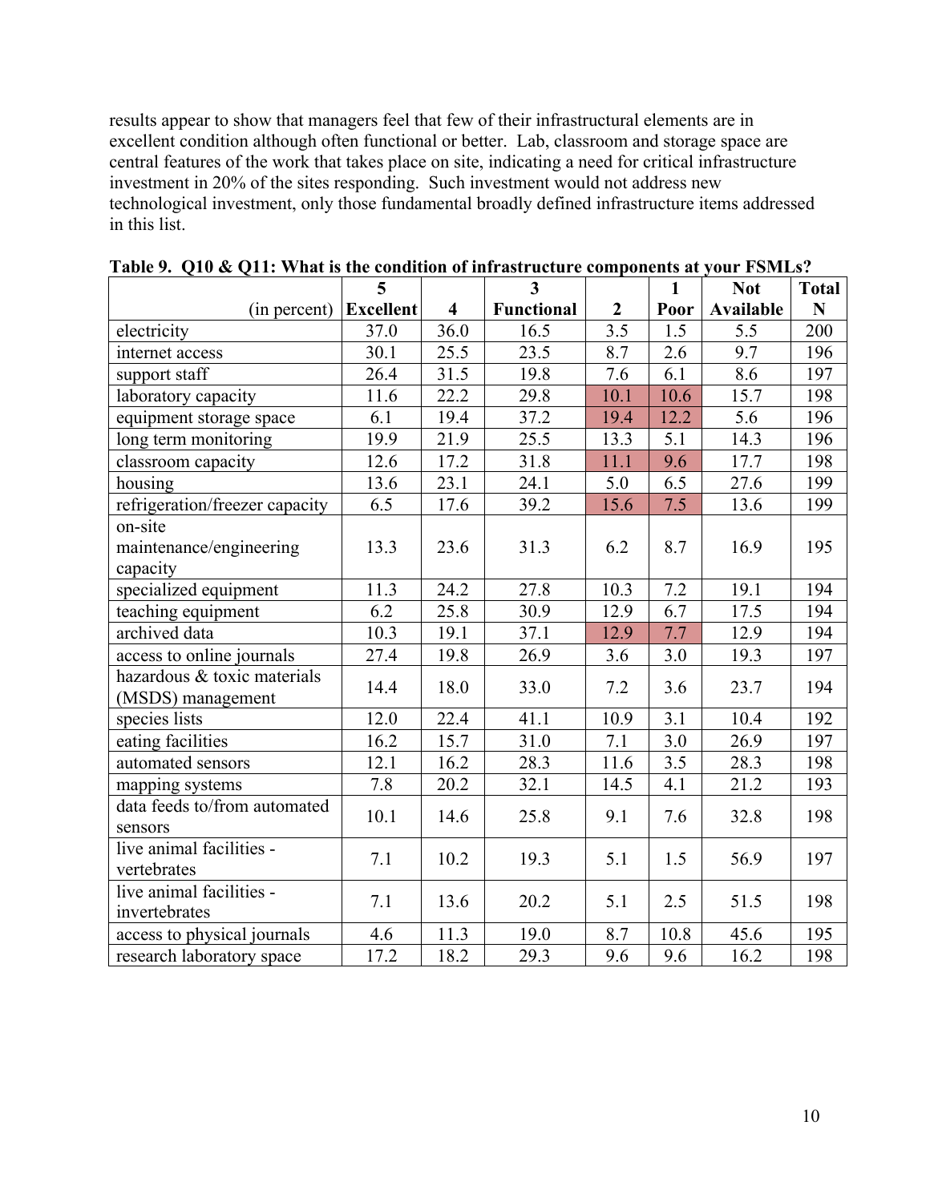results appear to show that managers feel that few of their infrastructural elements are in excellent condition although often functional or better. Lab, classroom and storage space are central features of the work that takes place on site, indicating a need for critical infrastructure investment in 20% of the sites responding. Such investment would not address new technological investment, only those fundamental broadly defined infrastructure items addressed in this list.

**Table 9. Q10 & Q11: What is the condition of infrastructure components at your FSMLs?**

| (in percent) | 5 Excellent | 4 | 3 Functional | 2 | 1 Poor | Not Available | Total N |
|---|---|---|---|---|---|---|---|
| electricity | 37.0 | 36.0 | 16.5 | 3.5 | 1.5 | 5.5 | 200 |
| internet access | 30.1 | 25.5 | 23.5 | 8.7 | 2.6 | 9.7 | 196 |
| support staff | 26.4 | 31.5 | 19.8 | 7.6 | 6.1 | 8.6 | 197 |
| laboratory capacity | 11.6 | 22.2 | 29.8 | 10.1 | 10.6 | 15.7 | 198 |
| equipment storage space | 6.1 | 19.4 | 37.2 | 19.4 | 12.2 | 5.6 | 196 |
| long term monitoring | 19.9 | 21.9 | 25.5 | 13.3 | 5.1 | 14.3 | 196 |
| classroom capacity | 12.6 | 17.2 | 31.8 | 11.1 | 9.6 | 17.7 | 198 |
| housing | 13.6 | 23.1 | 24.1 | 5.0 | 6.5 | 27.6 | 199 |
| refrigeration/freezer capacity | 6.5 | 17.6 | 39.2 | 15.6 | 7.5 | 13.6 | 199 |
| on-site maintenance/engineering capacity | 13.3 | 23.6 | 31.3 | 6.2 | 8.7 | 16.9 | 195 |
| specialized equipment | 11.3 | 24.2 | 27.8 | 10.3 | 7.2 | 19.1 | 194 |
| teaching equipment | 6.2 | 25.8 | 30.9 | 12.9 | 6.7 | 17.5 | 194 |
| archived data | 10.3 | 19.1 | 37.1 | 12.9 | 7.7 | 12.9 | 194 |
| access to online journals | 27.4 | 19.8 | 26.9 | 3.6 | 3.0 | 19.3 | 197 |
| hazardous & toxic materials (MSDS) management | 14.4 | 18.0 | 33.0 | 7.2 | 3.6 | 23.7 | 194 |
| species lists | 12.0 | 22.4 | 41.1 | 10.9 | 3.1 | 10.4 | 192 |
| eating facilities | 16.2 | 15.7 | 31.0 | 7.1 | 3.0 | 26.9 | 197 |
| automated sensors | 12.1 | 16.2 | 28.3 | 11.6 | 3.5 | 28.3 | 198 |
| mapping systems | 7.8 | 20.2 | 32.1 | 14.5 | 4.1 | 21.2 | 193 |
| data feeds to/from automated sensors | 10.1 | 14.6 | 25.8 | 9.1 | 7.6 | 32.8 | 198 |
| live animal facilities - vertebrates | 7.1 | 10.2 | 19.3 | 5.1 | 1.5 | 56.9 | 197 |
| live animal facilities - invertebrates | 7.1 | 13.6 | 20.2 | 5.1 | 2.5 | 51.5 | 198 |
| access to physical journals | 4.6 | 11.3 | 19.0 | 8.7 | 10.8 | 45.6 | 195 |
| research laboratory space | 17.2 | 18.2 | 29.3 | 9.6 | 9.6 | 16.2 | 198 |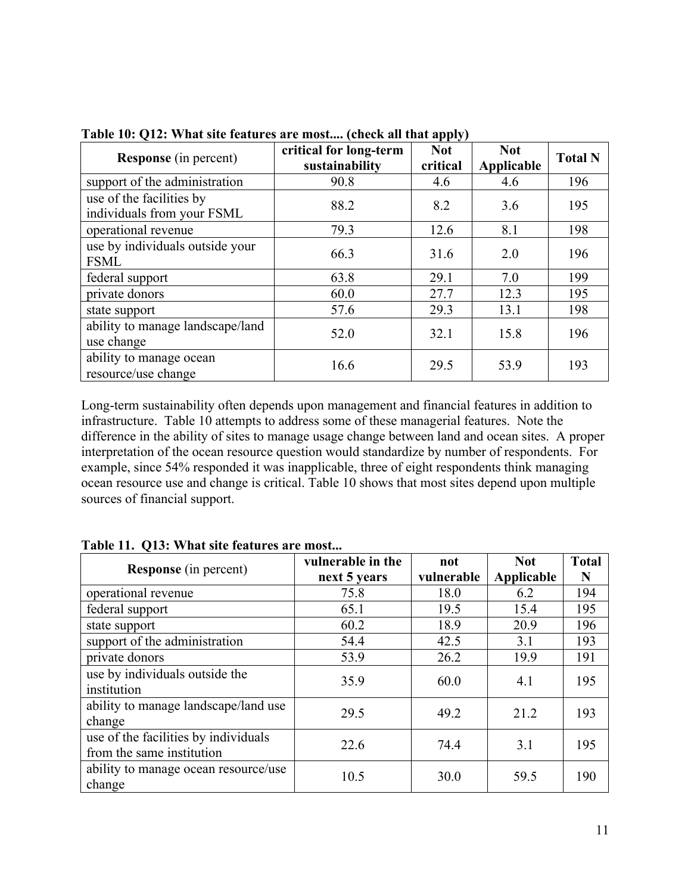**Table 10: Q12: What site features are most.... (check all that apply)**

| **Response** (in percent) | **critical for long-term sustainability** | **Not critical** | **Not Applicable** | **Total N** |
|---|---|---|---|---|
| support of the administration | 90.8 | 4.6 | 4.6 | 196 |
| use of the facilities by individuals from your FSML | 88.2 | 8.2 | 3.6 | 195 |
| operational revenue | 79.3 | 12.6 | 8.1 | 198 |
| use by individuals outside your FSML | 66.3 | 31.6 | 2.0 | 196 |
| federal support | 63.8 | 29.1 | 7.0 | 199 |
| private donors | 60.0 | 27.7 | 12.3 | 195 |
| state support | 57.6 | 29.3 | 13.1 | 198 |
| ability to manage landscape/land use change | 52.0 | 32.1 | 15.8 | 196 |
| ability to manage ocean resource/use change | 16.6 | 29.5 | 53.9 | 193 |

Long-term sustainability often depends upon management and financial features in addition to infrastructure. Table 10 attempts to address some of these managerial features. Note the difference in the ability of sites to manage usage change between land and ocean sites. A proper interpretation of the ocean resource question would standardize by number of respondents. For example, since 54% responded it was inapplicable, three of eight respondents think managing ocean resource use and change is critical. Table 10 shows that most sites depend upon multiple sources of financial support.

**Table 11. Q13: What site features are most...**

| **Response** (in percent) | **vulnerable in the next 5 years** | **not vulnerable** | **Not Applicable** | **Total N** |
|---|---|---|---|---|
| operational revenue | 75.8 | 18.0 | 6.2 | 194 |
| federal support | 65.1 | 19.5 | 15.4 | 195 |
| state support | 60.2 | 18.9 | 20.9 | 196 |
| support of the administration | 54.4 | 42.5 | 3.1 | 193 |
| private donors | 53.9 | 26.2 | 19.9 | 191 |
| use by individuals outside the institution | 35.9 | 60.0 | 4.1 | 195 |
| ability to manage landscape/land use change | 29.5 | 49.2 | 21.2 | 193 |
| use of the facilities by individuals from the same institution | 22.6 | 74.4 | 3.1 | 195 |
| ability to manage ocean resource/use change | 10.5 | 30.0 | 59.5 | 190 |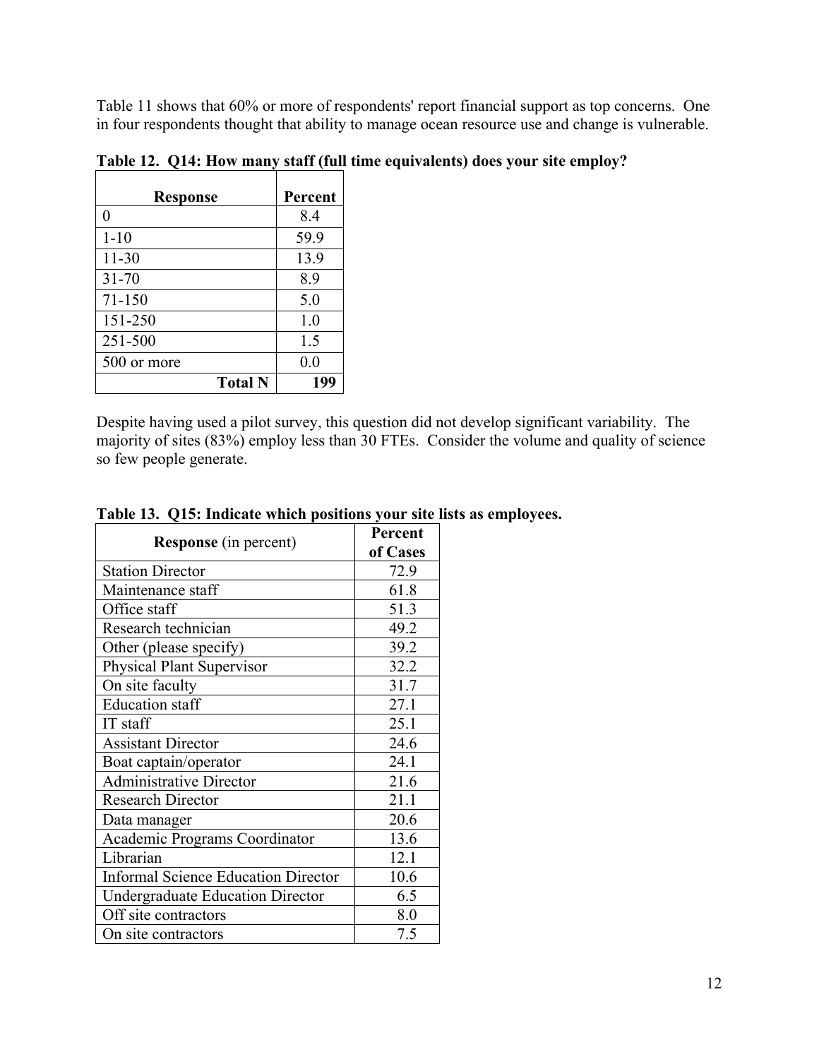Table 11 shows that 60% or more of respondents' report financial support as top concerns. One in four respondents thought that ability to manage ocean resource use and change is vulnerable.

**Table 12. Q14: How many staff (full time equivalents) does your site employ?**

| Response | Percent |
|---|---|
| 0 | 8.4 |
| 1-10 | 59.9 |
| 11-30 | 13.9 |
| 31-70 | 8.9 |
| 71-150 | 5.0 |
| 151-250 | 1.0 |
| 251-500 | 1.5 |
| 500 or more | 0.0 |
| **Total N** | **199** |

Despite having used a pilot survey, this question did not develop significant variability. The majority of sites (83%) employ less than 30 FTEs. Consider the volume and quality of science so few people generate.

**Table 13. Q15: Indicate which positions your site lists as employees.**

| **Response** (in percent) | **Percent of Cases** |
|---|---|
| Station Director | 72.9 |
| Maintenance staff | 61.8 |
| Office staff | 51.3 |
| Research technician | 49.2 |
| Other (please specify) | 39.2 |
| Physical Plant Supervisor | 32.2 |
| On site faculty | 31.7 |
| Education staff | 27.1 |
| IT staff | 25.1 |
| Assistant Director | 24.6 |
| Boat captain/operator | 24.1 |
| Administrative Director | 21.6 |
| Research Director | 21.1 |
| Data manager | 20.6 |
| Academic Programs Coordinator | 13.6 |
| Librarian | 12.1 |
| Informal Science Education Director | 10.6 |
| Undergraduate Education Director | 6.5 |
| Off site contractors | 8.0 |
| On site contractors | 7.5 |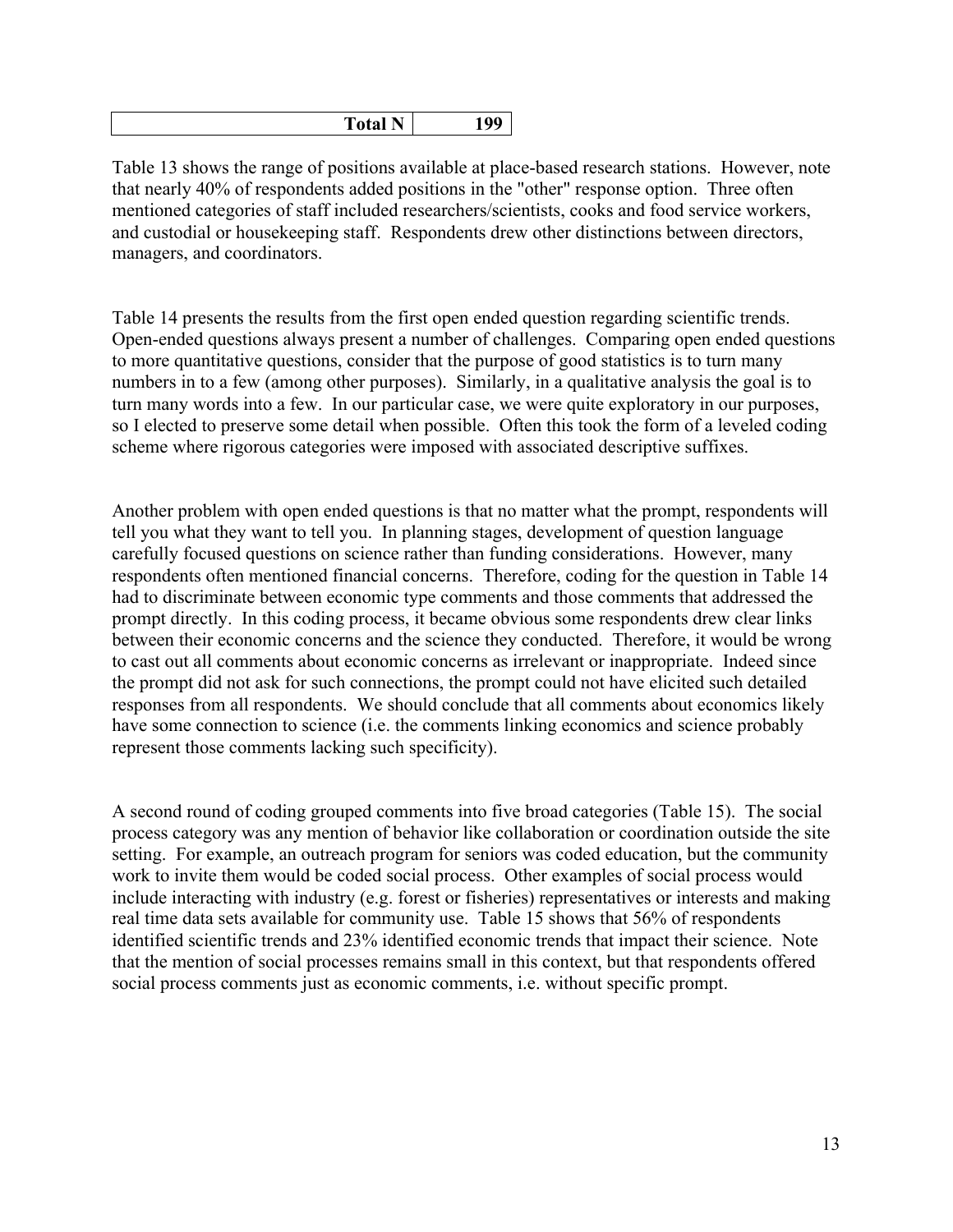| Total N | 199 |
|---:|---:|

Table 13 shows the range of positions available at place-based research stations. However, note that nearly 40% of respondents added positions in the "other" response option. Three often mentioned categories of staff included researchers/scientists, cooks and food service workers, and custodial or housekeeping staff. Respondents drew other distinctions between directors, managers, and coordinators.

Table 14 presents the results from the first open ended question regarding scientific trends. Open-ended questions always present a number of challenges. Comparing open ended questions to more quantitative questions, consider that the purpose of good statistics is to turn many numbers in to a few (among other purposes). Similarly, in a qualitative analysis the goal is to turn many words into a few. In our particular case, we were quite exploratory in our purposes, so I elected to preserve some detail when possible. Often this took the form of a leveled coding scheme where rigorous categories were imposed with associated descriptive suffixes.

Another problem with open ended questions is that no matter what the prompt, respondents will tell you what they want to tell you. In planning stages, development of question language carefully focused questions on science rather than funding considerations. However, many respondents often mentioned financial concerns. Therefore, coding for the question in Table 14 had to discriminate between economic type comments and those comments that addressed the prompt directly. In this coding process, it became obvious some respondents drew clear links between their economic concerns and the science they conducted. Therefore, it would be wrong to cast out all comments about economic concerns as irrelevant or inappropriate. Indeed since the prompt did not ask for such connections, the prompt could not have elicited such detailed responses from all respondents. We should conclude that all comments about economics likely have some connection to science (i.e. the comments linking economics and science probably represent those comments lacking such specificity).

A second round of coding grouped comments into five broad categories (Table 15). The social process category was any mention of behavior like collaboration or coordination outside the site setting. For example, an outreach program for seniors was coded education, but the community work to invite them would be coded social process. Other examples of social process would include interacting with industry (e.g. forest or fisheries) representatives or interests and making real time data sets available for community use. Table 15 shows that 56% of respondents identified scientific trends and 23% identified economic trends that impact their science. Note that the mention of social processes remains small in this context, but that respondents offered social process comments just as economic comments, i.e. without specific prompt.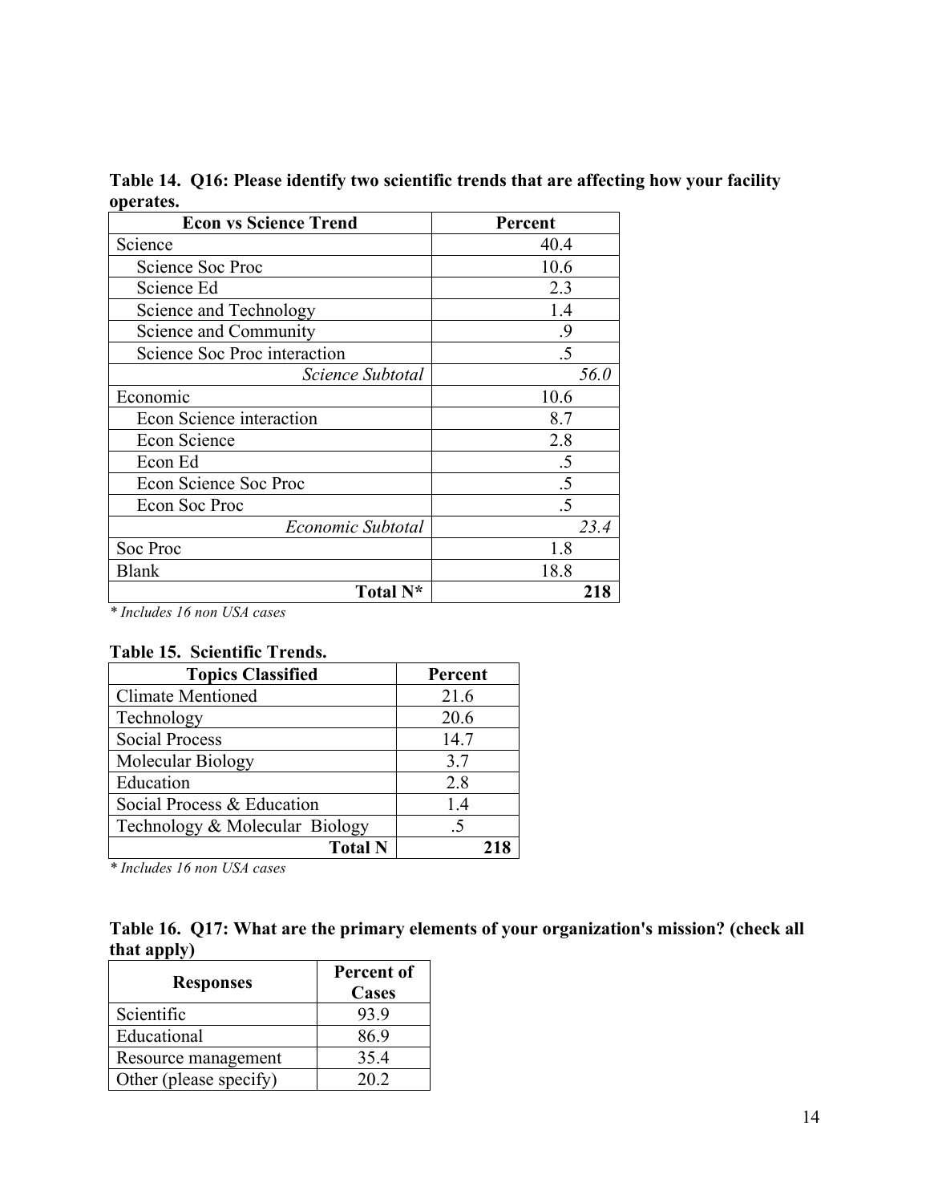**Table 14. Q16: Please identify two scientific trends that are affecting how your facility operates.**

| Econ vs Science Trend | Percent |
|---|---|
| Science | 40.4 |
| Science Soc Proc | 10.6 |
| Science Ed | 2.3 |
| Science and Technology | 1.4 |
| Science and Community | .9 |
| Science Soc Proc interaction | .5 |
| *Science Subtotal* | *56.0* |
| Economic | 10.6 |
| Econ Science interaction | 8.7 |
| Econ Science | 2.8 |
| Econ Ed | .5 |
| Econ Science Soc Proc | .5 |
| Econ Soc Proc | .5 |
| *Economic Subtotal* | *23.4* |
| Soc Proc | 1.8 |
| Blank | 18.8 |
| **Total N*** | **218** |

*\* Includes 16 non USA cases*

**Table 15. Scientific Trends.**

| Topics Classified | Percent |
|---|---|
| Climate Mentioned | 21.6 |
| Technology | 20.6 |
| Social Process | 14.7 |
| Molecular Biology | 3.7 |
| Education | 2.8 |
| Social Process & Education | 1.4 |
| Technology & Molecular Biology | .5 |
| **Total N** | **218** |

*\* Includes 16 non USA cases*

**Table 16. Q17: What are the primary elements of your organization's mission? (check all that apply)**

| Responses | Percent of Cases |
|---|---|
| Scientific | 93.9 |
| Educational | 86.9 |
| Resource management | 35.4 |
| Other (please specify) | 20.2 |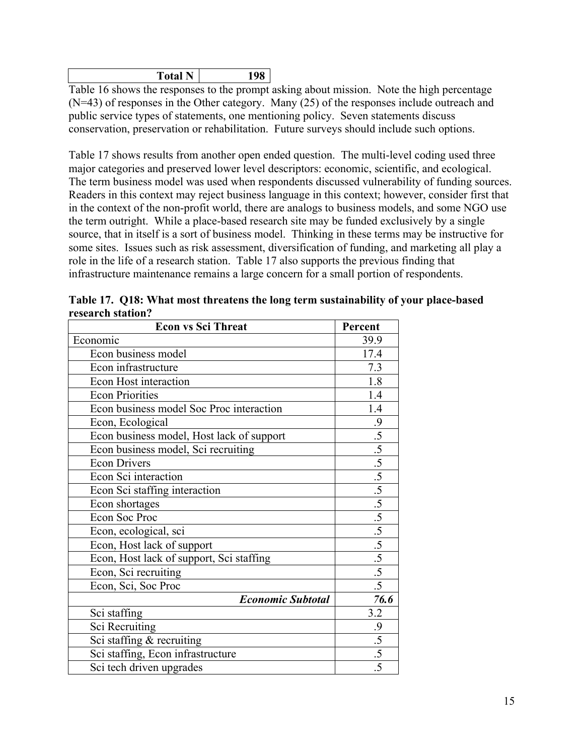| Total N | 198 |
| --- | --- |

Table 16 shows the responses to the prompt asking about mission. Note the high percentage (N=43) of responses in the Other category. Many (25) of the responses include outreach and public service types of statements, one mentioning policy. Seven statements discuss conservation, preservation or rehabilitation. Future surveys should include such options.

Table 17 shows results from another open ended question. The multi-level coding used three major categories and preserved lower level descriptors: economic, scientific, and ecological. The term business model was used when respondents discussed vulnerability of funding sources. Readers in this context may reject business language in this context; however, consider first that in the context of the non-profit world, there are analogs to business models, and some NGO use the term outright. While a place-based research site may be funded exclusively by a single source, that in itself is a sort of business model. Thinking in these terms may be instructive for some sites. Issues such as risk assessment, diversification of funding, and marketing all play a role in the life of a research station. Table 17 also supports the previous finding that infrastructure maintenance remains a large concern for a small portion of respondents.

**Table 17. Q18: What most threatens the long term sustainability of your place-based research station?**

| Econ vs Sci Threat | Percent |
| --- | --- |
| Economic | 39.9 |
| Econ business model | 17.4 |
| Econ infrastructure | 7.3 |
| Econ Host interaction | 1.8 |
| Econ Priorities | 1.4 |
| Econ business model Soc Proc interaction | 1.4 |
| Econ, Ecological | .9 |
| Econ business model, Host lack of support | .5 |
| Econ business model, Sci recruiting | .5 |
| Econ Drivers | .5 |
| Econ Sci interaction | .5 |
| Econ Sci staffing interaction | .5 |
| Econ shortages | .5 |
| Econ Soc Proc | .5 |
| Econ, ecological, sci | .5 |
| Econ, Host lack of support | .5 |
| Econ, Host lack of support, Sci staffing | .5 |
| Econ, Sci recruiting | .5 |
| Econ, Sci, Soc Proc | .5 |
| ***Economic Subtotal*** | ***76.6*** |
| Sci staffing | 3.2 |
| Sci Recruiting | .9 |
| Sci staffing & recruiting | .5 |
| Sci staffing, Econ infrastructure | .5 |
| Sci tech driven upgrades | .5 |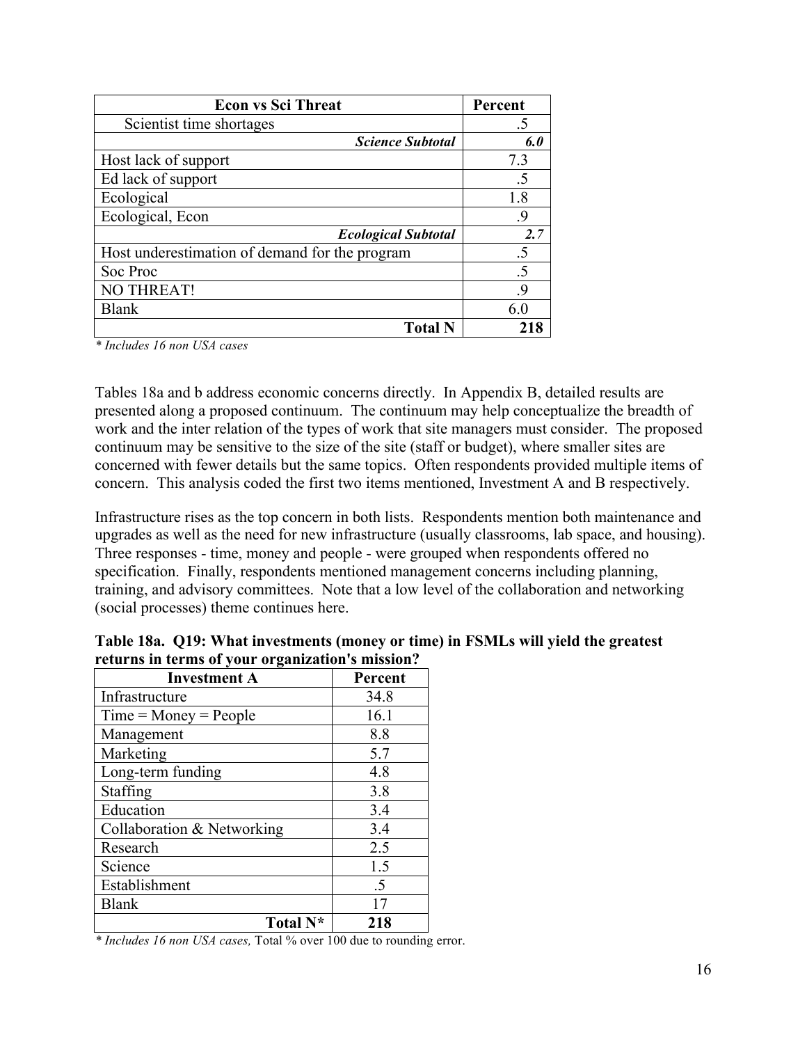| Econ vs Sci Threat | Percent |
|---|---|
| Scientist time shortages | .5 |
| ***Science Subtotal*** | ***6.0*** |
| Host lack of support | 7.3 |
| Ed lack of support | .5 |
| Ecological | 1.8 |
| Ecological, Econ | .9 |
| ***Ecological Subtotal*** | ***2.7*** |
| Host underestimation of demand for the program | .5 |
| Soc Proc | .5 |
| NO THREAT! | .9 |
| Blank | 6.0 |
| **Total N** | **218** |

*\* Includes 16 non USA cases*

Tables 18a and b address economic concerns directly. In Appendix B, detailed results are presented along a proposed continuum. The continuum may help conceptualize the breadth of work and the inter relation of the types of work that site managers must consider. The proposed continuum may be sensitive to the size of the site (staff or budget), where smaller sites are concerned with fewer details but the same topics. Often respondents provided multiple items of concern. This analysis coded the first two items mentioned, Investment A and B respectively.

Infrastructure rises as the top concern in both lists. Respondents mention both maintenance and upgrades as well as the need for new infrastructure (usually classrooms, lab space, and housing). Three responses - time, money and people - were grouped when respondents offered no specification. Finally, respondents mentioned management concerns including planning, training, and advisory committees. Note that a low level of the collaboration and networking (social processes) theme continues here.

**Table 18a. Q19: What investments (money or time) in FSMLs will yield the greatest returns in terms of your organization's mission?**

| Investment A | Percent |
|---|---|
| Infrastructure | 34.8 |
| Time = Money = People | 16.1 |
| Management | 8.8 |
| Marketing | 5.7 |
| Long-term funding | 4.8 |
| Staffing | 3.8 |
| Education | 3.4 |
| Collaboration & Networking | 3.4 |
| Research | 2.5 |
| Science | 1.5 |
| Establishment | .5 |
| Blank | 17 |
| **Total N\*** | **218** |

*\* Includes 16 non USA cases,* Total % over 100 due to rounding error.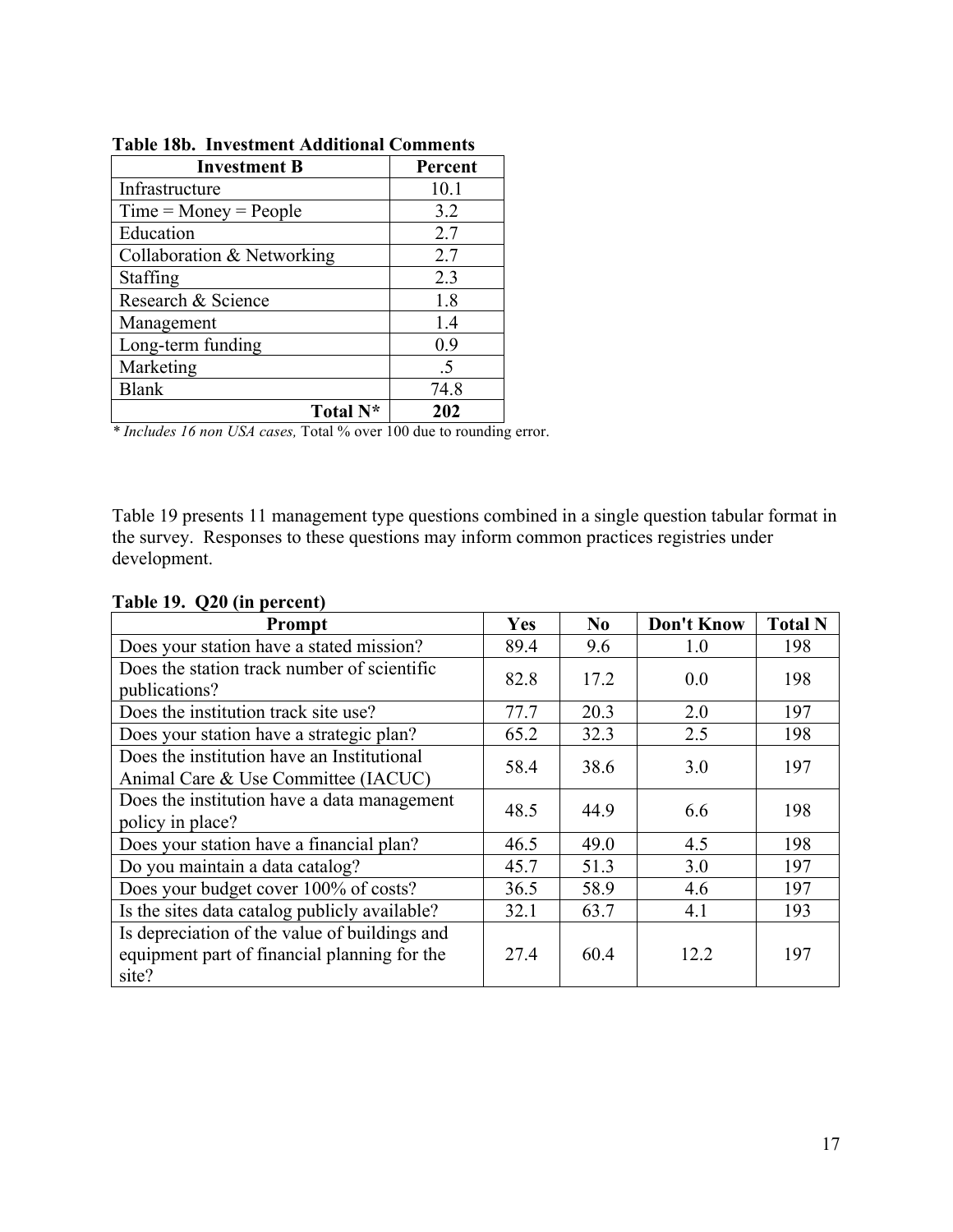**Table 18b. Investment Additional Comments**

| Investment B | Percent |
|---|---|
| Infrastructure | 10.1 |
| Time = Money = People | 3.2 |
| Education | 2.7 |
| Collaboration & Networking | 2.7 |
| Staffing | 2.3 |
| Research & Science | 1.8 |
| Management | 1.4 |
| Long-term funding | 0.9 |
| Marketing | .5 |
| Blank | 74.8 |
| **Total N*** | **202** |

*\* Includes 16 non USA cases,* Total % over 100 due to rounding error.

Table 19 presents 11 management type questions combined in a single question tabular format in the survey. Responses to these questions may inform common practices registries under development.

**Table 19. Q20 (in percent)**

| Prompt | Yes | No | Don't Know | Total N |
|---|---|---|---|---|
| Does your station have a stated mission? | 89.4 | 9.6 | 1.0 | 198 |
| Does the station track number of scientific publications? | 82.8 | 17.2 | 0.0 | 198 |
| Does the institution track site use? | 77.7 | 20.3 | 2.0 | 197 |
| Does your station have a strategic plan? | 65.2 | 32.3 | 2.5 | 198 |
| Does the institution have an Institutional Animal Care & Use Committee (IACUC) | 58.4 | 38.6 | 3.0 | 197 |
| Does the institution have a data management policy in place? | 48.5 | 44.9 | 6.6 | 198 |
| Does your station have a financial plan? | 46.5 | 49.0 | 4.5 | 198 |
| Do you maintain a data catalog? | 45.7 | 51.3 | 3.0 | 197 |
| Does your budget cover 100% of costs? | 36.5 | 58.9 | 4.6 | 197 |
| Is the sites data catalog publicly available? | 32.1 | 63.7 | 4.1 | 193 |
| Is depreciation of the value of buildings and equipment part of financial planning for the site? | 27.4 | 60.4 | 12.2 | 197 |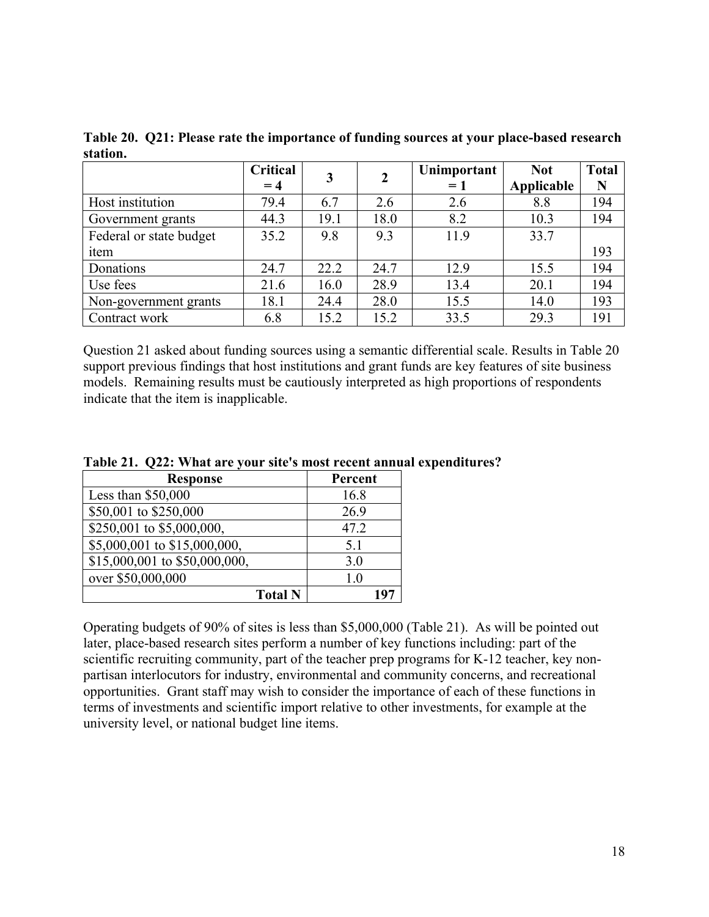**Table 20. Q21: Please rate the importance of funding sources at your place-based research station.**

| | Critical = 4 | 3 | 2 | Unimportant = 1 | Not Applicable | Total N |
|---|---|---|---|---|---|---|
| Host institution | 79.4 | 6.7 | 2.6 | 2.6 | 8.8 | 194 |
| Government grants | 44.3 | 19.1 | 18.0 | 8.2 | 10.3 | 194 |
| Federal or state budget item | 35.2 | 9.8 | 9.3 | 11.9 | 33.7 | 193 |
| Donations | 24.7 | 22.2 | 24.7 | 12.9 | 15.5 | 194 |
| Use fees | 21.6 | 16.0 | 28.9 | 13.4 | 20.1 | 194 |
| Non-government grants | 18.1 | 24.4 | 28.0 | 15.5 | 14.0 | 193 |
| Contract work | 6.8 | 15.2 | 15.2 | 33.5 | 29.3 | 191 |

Question 21 asked about funding sources using a semantic differential scale. Results in Table 20 support previous findings that host institutions and grant funds are key features of site business models. Remaining results must be cautiously interpreted as high proportions of respondents indicate that the item is inapplicable.

**Table 21. Q22: What are your site's most recent annual expenditures?**

| Response | Percent |
|---|---|
| Less than $50,000 | 16.8 |
| $50,001 to $250,000 | 26.9 |
| $250,001 to $5,000,000, | 47.2 |
| $5,000,001 to $15,000,000, | 5.1 |
| $15,000,001 to $50,000,000, | 3.0 |
| over $50,000,000 | 1.0 |
| **Total N** | **197** |

Operating budgets of 90% of sites is less than $5,000,000 (Table 21). As will be pointed out later, place-based research sites perform a number of key functions including: part of the scientific recruiting community, part of the teacher prep programs for K-12 teacher, key non-partisan interlocutors for industry, environmental and community concerns, and recreational opportunities. Grant staff may wish to consider the importance of each of these functions in terms of investments and scientific import relative to other investments, for example at the university level, or national budget line items.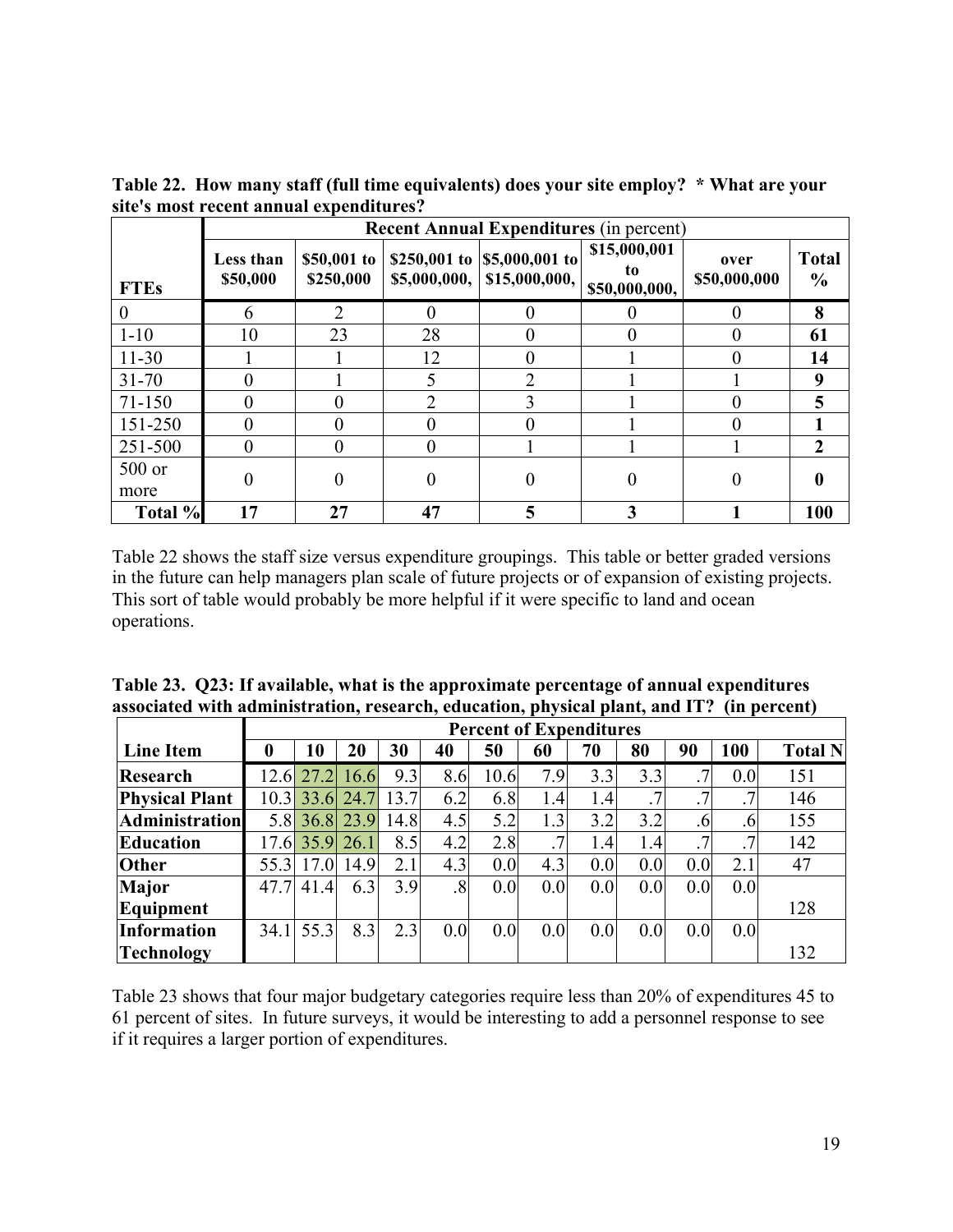**Table 22. How many staff (full time equivalents) does your site employ? * What are your site's most recent annual expenditures?**

| | Recent Annual Expenditures (in percent) | | | | | | |
|---|---|---|---|---|---|---|---|
| **FTEs** | **Less than $50,000** | **$50,001 to $250,000** | **$250,001 to $5,000,000,** | **$5,000,001 to $15,000,000,** | **$15,000,001 to $50,000,000,** | **over $50,000,000** | **Total %** |
| 0 | 6 | 2 | 0 | 0 | 0 | 0 | **8** |
| 1-10 | 10 | 23 | 28 | 0 | 0 | 0 | **61** |
| 11-30 | 1 | 1 | 12 | 0 | 1 | 0 | **14** |
| 31-70 | 0 | 1 | 5 | 2 | 1 | 1 | **9** |
| 71-150 | 0 | 0 | 2 | 3 | 1 | 0 | **5** |
| 151-250 | 0 | 0 | 0 | 0 | 1 | 0 | **1** |
| 251-500 | 0 | 0 | 0 | 1 | 1 | 1 | **2** |
| 500 or more | 0 | 0 | 0 | 0 | 0 | 0 | **0** |
| **Total %** | **17** | **27** | **47** | **5** | **3** | **1** | **100** |

Table 22 shows the staff size versus expenditure groupings. This table or better graded versions in the future can help managers plan scale of future projects or of expansion of existing projects. This sort of table would probably be more helpful if it were specific to land and ocean operations.

**Table 23. Q23: If available, what is the approximate percentage of annual expenditures associated with administration, research, education, physical plant, and IT? (in percent)**

| | Percent of Expenditures | | | | | | | | | | | |
|---|---|---|---|---|---|---|---|---|---|---|---|---|
| **Line Item** | **0** | **10** | **20** | **30** | **40** | **50** | **60** | **70** | **80** | **90** | **100** | **Total N** |
| **Research** | 12.6 | 27.2 | 16.6 | 9.3 | 8.6 | 10.6 | 7.9 | 3.3 | 3.3 | .7 | 0.0 | 151 |
| **Physical Plant** | 10.3 | 33.6 | 24.7 | 13.7 | 6.2 | 6.8 | 1.4 | 1.4 | .7 | .7 | .7 | 146 |
| **Administration** | 5.8 | 36.8 | 23.9 | 14.8 | 4.5 | 5.2 | 1.3 | 3.2 | 3.2 | .6 | .6 | 155 |
| **Education** | 17.6 | 35.9 | 26.1 | 8.5 | 4.2 | 2.8 | .7 | 1.4 | 1.4 | .7 | .7 | 142 |
| **Other** | 55.3 | 17.0 | 14.9 | 2.1 | 4.3 | 0.0 | 4.3 | 0.0 | 0.0 | 0.0 | 2.1 | 47 |
| **Major Equipment** | 47.7 | 41.4 | 6.3 | 3.9 | .8 | 0.0 | 0.0 | 0.0 | 0.0 | 0.0 | 0.0 | 128 |
| **Information Technology** | 34.1 | 55.3 | 8.3 | 2.3 | 0.0 | 0.0 | 0.0 | 0.0 | 0.0 | 0.0 | 0.0 | 132 |

Table 23 shows that four major budgetary categories require less than 20% of expenditures 45 to 61 percent of sites. In future surveys, it would be interesting to add a personnel response to see if it requires a larger portion of expenditures.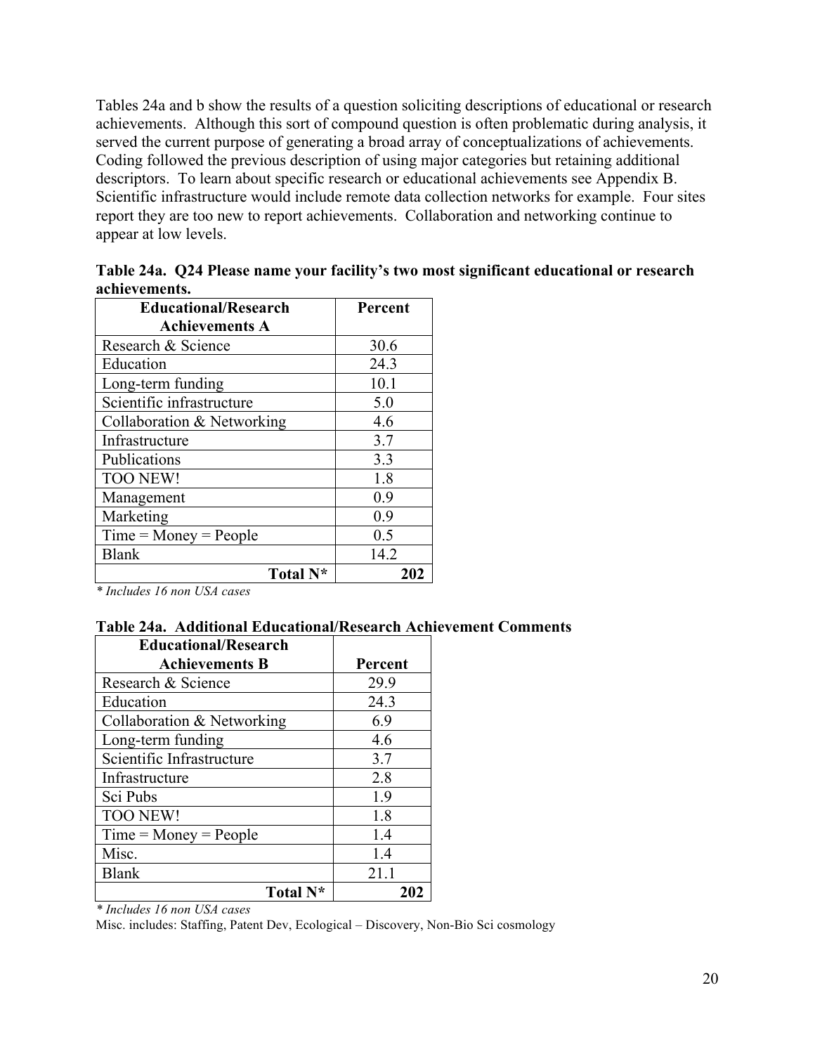Tables 24a and b show the results of a question soliciting descriptions of educational or research achievements. Although this sort of compound question is often problematic during analysis, it served the current purpose of generating a broad array of conceptualizations of achievements. Coding followed the previous description of using major categories but retaining additional descriptors. To learn about specific research or educational achievements see Appendix B. Scientific infrastructure would include remote data collection networks for example. Four sites report they are too new to report achievements. Collaboration and networking continue to appear at low levels.

**Table 24a. Q24 Please name your facility's two most significant educational or research achievements.**

| Educational/Research Achievements A | Percent |
|---|---|
| Research & Science | 30.6 |
| Education | 24.3 |
| Long-term funding | 10.1 |
| Scientific infrastructure | 5.0 |
| Collaboration & Networking | 4.6 |
| Infrastructure | 3.7 |
| Publications | 3.3 |
| TOO NEW! | 1.8 |
| Management | 0.9 |
| Marketing | 0.9 |
| Time = Money = People | 0.5 |
| Blank | 14.2 |
| **Total N*** | **202** |

*\* Includes 16 non USA cases*

**Table 24a. Additional Educational/Research Achievement Comments**

| Educational/Research Achievements B | Percent |
|---|---|
| Research & Science | 29.9 |
| Education | 24.3 |
| Collaboration & Networking | 6.9 |
| Long-term funding | 4.6 |
| Scientific Infrastructure | 3.7 |
| Infrastructure | 2.8 |
| Sci Pubs | 1.9 |
| TOO NEW! | 1.8 |
| Time = Money = People | 1.4 |
| Misc. | 1.4 |
| Blank | 21.1 |
| **Total N*** | **202** |

*\* Includes 16 non USA cases*

Misc. includes: Staffing, Patent Dev, Ecological – Discovery, Non-Bio Sci cosmology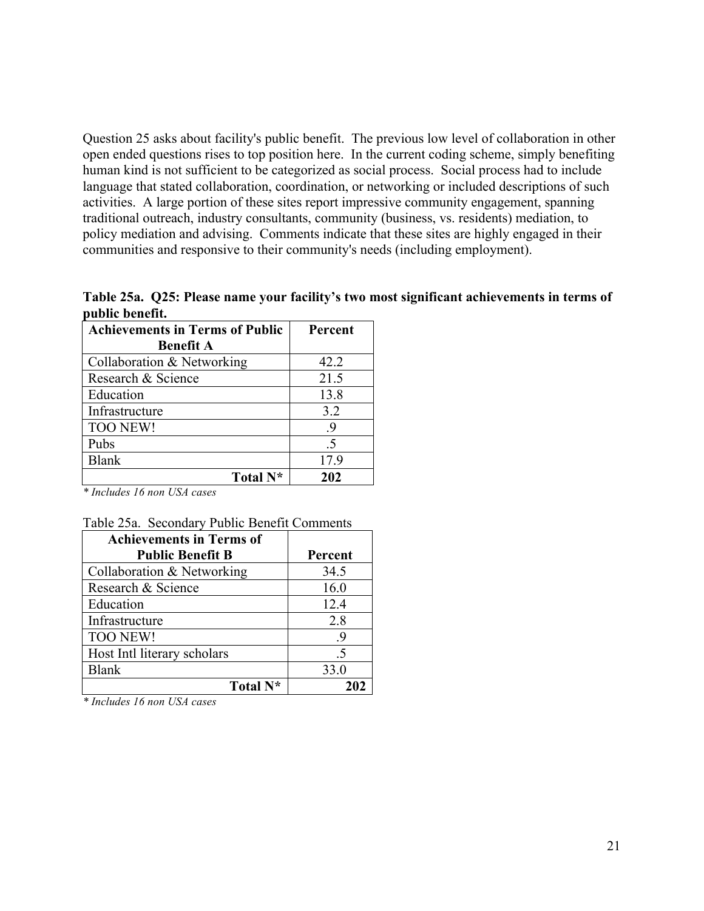Question 25 asks about facility's public benefit. The previous low level of collaboration in other open ended questions rises to top position here. In the current coding scheme, simply benefiting human kind is not sufficient to be categorized as social process. Social process had to include language that stated collaboration, coordination, or networking or included descriptions of such activities. A large portion of these sites report impressive community engagement, spanning traditional outreach, industry consultants, community (business, vs. residents) mediation, to policy mediation and advising. Comments indicate that these sites are highly engaged in their communities and responsive to their community's needs (including employment).

**Table 25a. Q25: Please name your facility's two most significant achievements in terms of public benefit.**

| Achievements in Terms of Public Benefit A | Percent |
|---|---|
| Collaboration & Networking | 42.2 |
| Research & Science | 21.5 |
| Education | 13.8 |
| Infrastructure | 3.2 |
| TOO NEW! | .9 |
| Pubs | .5 |
| Blank | 17.9 |
| **Total N*** | **202** |

*\* Includes 16 non USA cases*

Table 25a. Secondary Public Benefit Comments

| Achievements in Terms of Public Benefit B | Percent |
|---|---|
| Collaboration & Networking | 34.5 |
| Research & Science | 16.0 |
| Education | 12.4 |
| Infrastructure | 2.8 |
| TOO NEW! | .9 |
| Host Intl literary scholars | .5 |
| Blank | 33.0 |
| **Total N*** | **202** |

*\* Includes 16 non USA cases*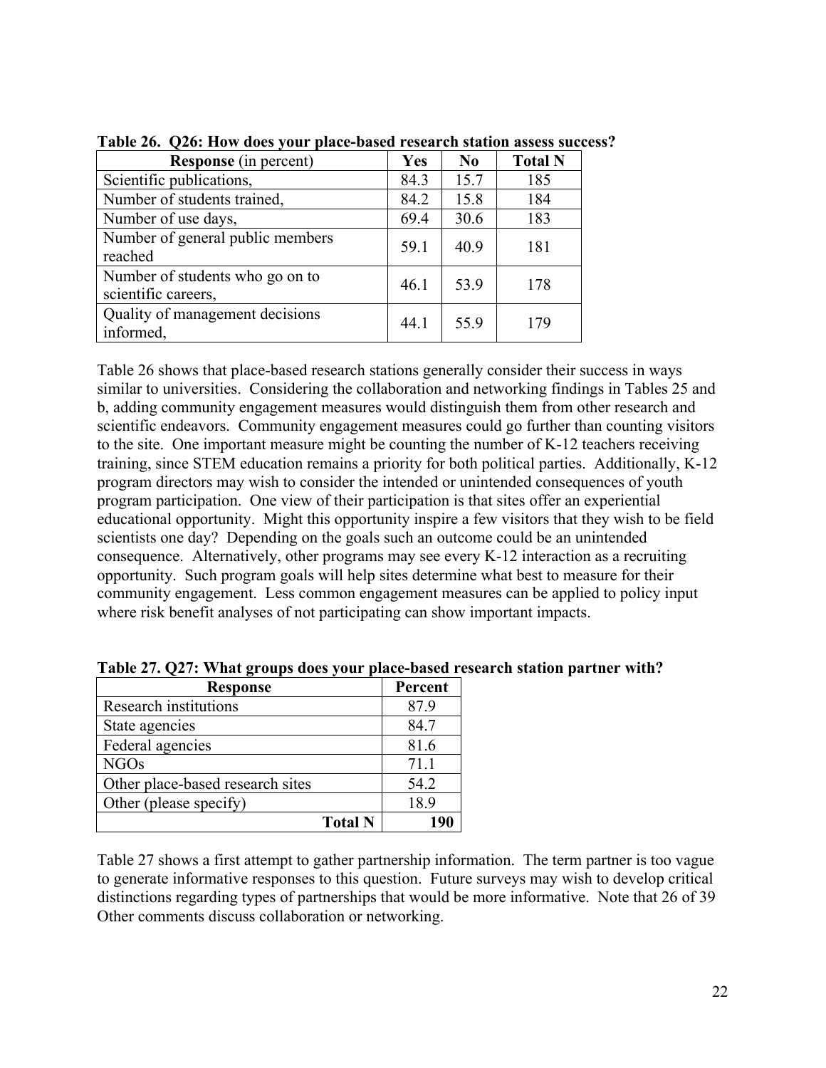**Table 26. Q26: How does your place-based research station assess success?**

| **Response** (in percent) | Yes | No | Total N |
|---|---|---|---|
| Scientific publications, | 84.3 | 15.7 | 185 |
| Number of students trained, | 84.2 | 15.8 | 184 |
| Number of use days, | 69.4 | 30.6 | 183 |
| Number of general public members reached | 59.1 | 40.9 | 181 |
| Number of students who go on to scientific careers, | 46.1 | 53.9 | 178 |
| Quality of management decisions informed, | 44.1 | 55.9 | 179 |

Table 26 shows that place-based research stations generally consider their success in ways similar to universities. Considering the collaboration and networking findings in Tables 25 and b, adding community engagement measures would distinguish them from other research and scientific endeavors. Community engagement measures could go further than counting visitors to the site. One important measure might be counting the number of K-12 teachers receiving training, since STEM education remains a priority for both political parties. Additionally, K-12 program directors may wish to consider the intended or unintended consequences of youth program participation. One view of their participation is that sites offer an experiential educational opportunity. Might this opportunity inspire a few visitors that they wish to be field scientists one day? Depending on the goals such an outcome could be an unintended consequence. Alternatively, other programs may see every K-12 interaction as a recruiting opportunity. Such program goals will help sites determine what best to measure for their community engagement. Less common engagement measures can be applied to policy input where risk benefit analyses of not participating can show important impacts.

**Table 27. Q27: What groups does your place-based research station partner with?**

| Response | Percent |
|---|---|
| Research institutions | 87.9 |
| State agencies | 84.7 |
| Federal agencies | 81.6 |
| NGOs | 71.1 |
| Other place-based research sites | 54.2 |
| Other (please specify) | 18.9 |
| **Total N** | **190** |

Table 27 shows a first attempt to gather partnership information. The term partner is too vague to generate informative responses to this question. Future surveys may wish to develop critical distinctions regarding types of partnerships that would be more informative. Note that 26 of 39 Other comments discuss collaboration or networking.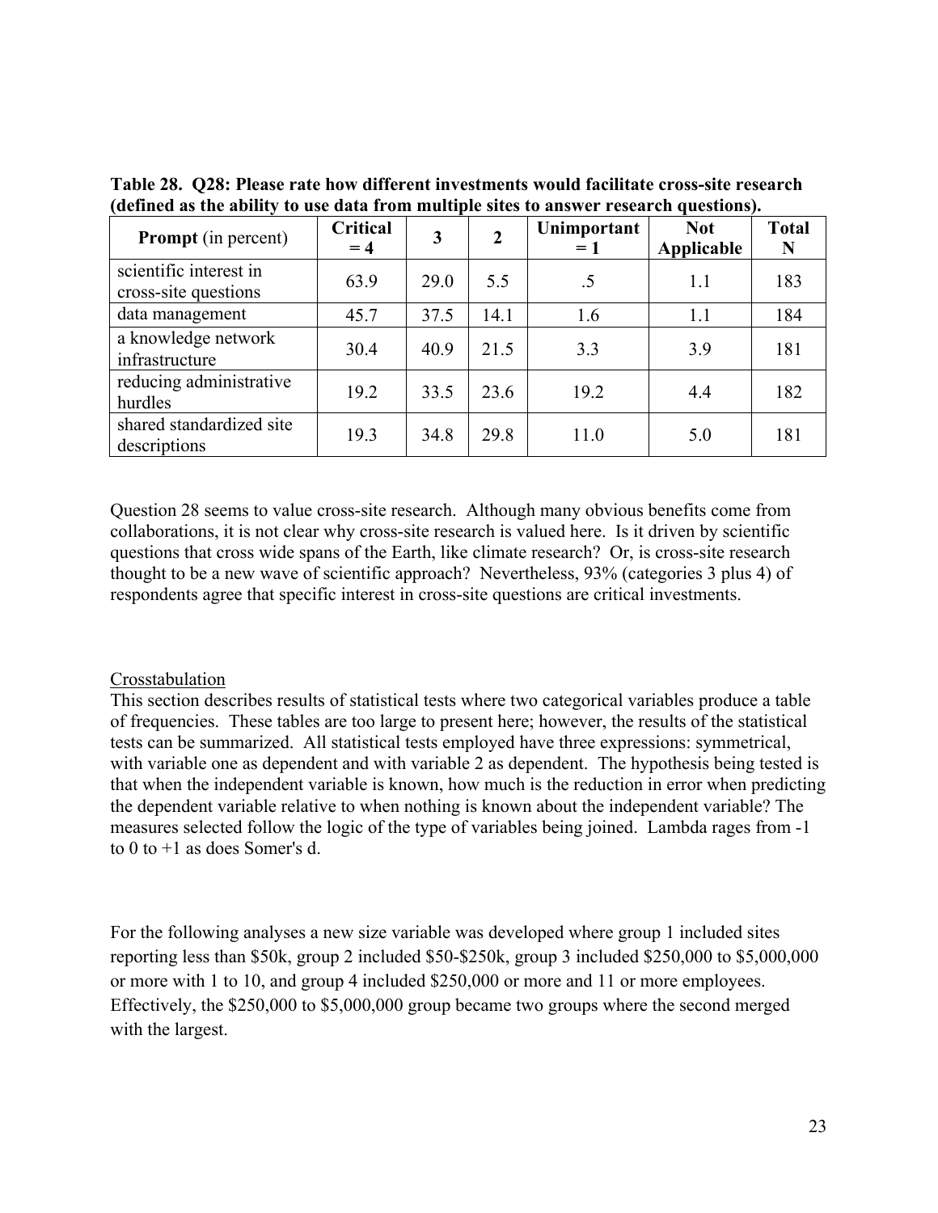**Table 28. Q28: Please rate how different investments would facilitate cross-site research (defined as the ability to use data from multiple sites to answer research questions).**

| **Prompt** (in percent) | **Critical = 4** | **3** | **2** | **Unimportant = 1** | **Not Applicable** | **Total N** |
|---|---|---|---|---|---|---|
| scientific interest in cross-site questions | 63.9 | 29.0 | 5.5 | .5 | 1.1 | 183 |
| data management | 45.7 | 37.5 | 14.1 | 1.6 | 1.1 | 184 |
| a knowledge network infrastructure | 30.4 | 40.9 | 21.5 | 3.3 | 3.9 | 181 |
| reducing administrative hurdles | 19.2 | 33.5 | 23.6 | 19.2 | 4.4 | 182 |
| shared standardized site descriptions | 19.3 | 34.8 | 29.8 | 11.0 | 5.0 | 181 |

Question 28 seems to value cross-site research. Although many obvious benefits come from collaborations, it is not clear why cross-site research is valued here. Is it driven by scientific questions that cross wide spans of the Earth, like climate research? Or, is cross-site research thought to be a new wave of scientific approach? Nevertheless, 93% (categories 3 plus 4) of respondents agree that specific interest in cross-site questions are critical investments.

Crosstabulation

This section describes results of statistical tests where two categorical variables produce a table of frequencies. These tables are too large to present here; however, the results of the statistical tests can be summarized. All statistical tests employed have three expressions: symmetrical, with variable one as dependent and with variable 2 as dependent. The hypothesis being tested is that when the independent variable is known, how much is the reduction in error when predicting the dependent variable relative to when nothing is known about the independent variable? The measures selected follow the logic of the type of variables being joined. Lambda rages from -1 to 0 to +1 as does Somer's d.

For the following analyses a new size variable was developed where group 1 included sites reporting less than $50k, group 2 included $50-$250k, group 3 included $250,000 to $5,000,000 or more with 1 to 10, and group 4 included $250,000 or more and 11 or more employees. Effectively, the $250,000 to $5,000,000 group became two groups where the second merged with the largest.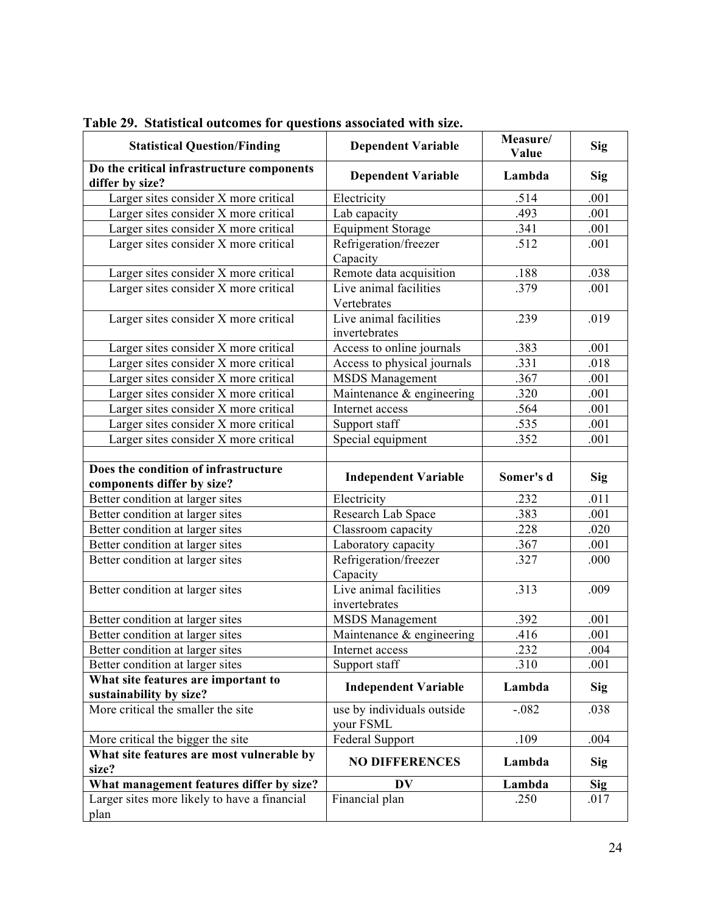**Table 29. Statistical outcomes for questions associated with size.**

| Statistical Question/Finding | Dependent Variable | Measure/ Value | Sig |
|---|---|---|---|
| **Do the critical infrastructure components differ by size?** | **Dependent Variable** | **Lambda** | **Sig** |
| Larger sites consider X more critical | Electricity | .514 | .001 |
| Larger sites consider X more critical | Lab capacity | .493 | .001 |
| Larger sites consider X more critical | Equipment Storage | .341 | .001 |
| Larger sites consider X more critical | Refrigeration/freezer Capacity | .512 | .001 |
| Larger sites consider X more critical | Remote data acquisition | .188 | .038 |
| Larger sites consider X more critical | Live animal facilities Vertebrates | .379 | .001 |
| Larger sites consider X more critical | Live animal facilities invertebrates | .239 | .019 |
| Larger sites consider X more critical | Access to online journals | .383 | .001 |
| Larger sites consider X more critical | Access to physical journals | .331 | .018 |
| Larger sites consider X more critical | MSDS Management | .367 | .001 |
| Larger sites consider X more critical | Maintenance & engineering | .320 | .001 |
| Larger sites consider X more critical | Internet access | .564 | .001 |
| Larger sites consider X more critical | Support staff | .535 | .001 |
| Larger sites consider X more critical | Special equipment | .352 | .001 |
| | | | |
| **Does the condition of infrastructure components differ by size?** | **Independent Variable** | **Somer's d** | **Sig** |
| Better condition at larger sites | Electricity | .232 | .011 |
| Better condition at larger sites | Research Lab Space | .383 | .001 |
| Better condition at larger sites | Classroom capacity | .228 | .020 |
| Better condition at larger sites | Laboratory capacity | .367 | .001 |
| Better condition at larger sites | Refrigeration/freezer Capacity | .327 | .000 |
| Better condition at larger sites | Live animal facilities invertebrates | .313 | .009 |
| Better condition at larger sites | MSDS Management | .392 | .001 |
| Better condition at larger sites | Maintenance & engineering | .416 | .001 |
| Better condition at larger sites | Internet access | .232 | .004 |
| Better condition at larger sites | Support staff | .310 | .001 |
| **What site features are important to sustainability by size?** | **Independent Variable** | **Lambda** | **Sig** |
| More critical the smaller the site | use by individuals outside your FSML | -.082 | .038 |
| More critical the bigger the site | Federal Support | .109 | .004 |
| **What site features are most vulnerable by size?** | **NO DIFFERENCES** | **Lambda** | **Sig** |
| **What management features differ by size?** | **DV** | **Lambda** | **Sig** |
| Larger sites more likely to have a financial plan | Financial plan | .250 | .017 |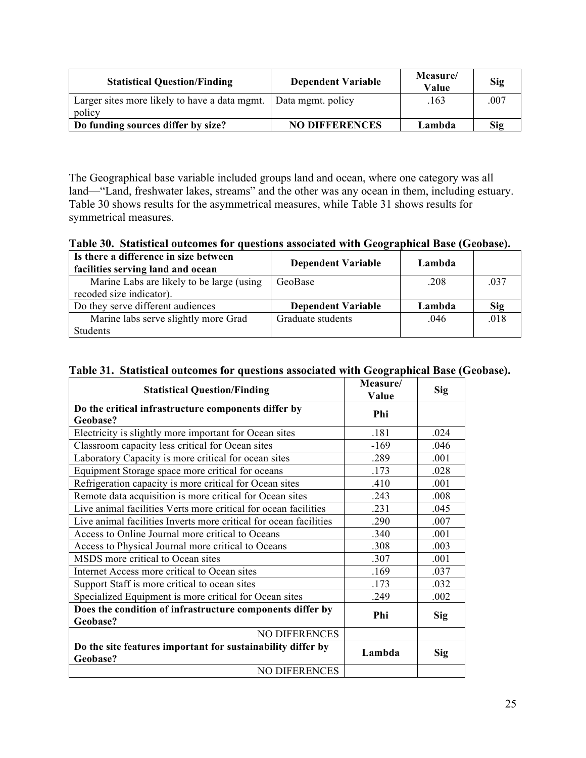| Statistical Question/Finding | Dependent Variable | Measure/ Value | Sig |
|---|---|---|---|
| Larger sites more likely to have a data mgmt. policy | Data mgmt. policy | .163 | .007 |
| **Do funding sources differ by size?** | **NO DIFFERENCES** | **Lambda** | **Sig** |

The Geographical base variable included groups land and ocean, where one category was all land—"Land, freshwater lakes, streams" and the other was any ocean in them, including estuary. Table 30 shows results for the asymmetrical measures, while Table 31 shows results for symmetrical measures.

**Table 30. Statistical outcomes for questions associated with Geographical Base (Geobase).**

| **Is there a difference in size between facilities serving land and ocean** | **Dependent Variable** | **Lambda** | |
|---|---|---|---|
| Marine Labs are likely to be large (using recoded size indicator). | GeoBase | .208 | .037 |
| Do they serve different audiences | **Dependent Variable** | **Lambda** | **Sig** |
| Marine labs serve slightly more Grad Students | Graduate students | .046 | .018 |

**Table 31. Statistical outcomes for questions associated with Geographical Base (Geobase).**

| Statistical Question/Finding | Measure/ Value | Sig |
|---|---|---|
| **Do the critical infrastructure components differ by Geobase?** | **Phi** | |
| Electricity is slightly more important for Ocean sites | .181 | .024 |
| Classroom capacity less critical for Ocean sites | -169 | .046 |
| Laboratory Capacity is more critical for ocean sites | .289 | .001 |
| Equipment Storage space more critical for oceans | .173 | .028 |
| Refrigeration capacity is more critical for Ocean sites | .410 | .001 |
| Remote data acquisition is more critical for Ocean sites | .243 | .008 |
| Live animal facilities Verts more critical for ocean facilities | .231 | .045 |
| Live animal facilities Inverts more critical for ocean facilities | .290 | .007 |
| Access to Online Journal more critical to Oceans | .340 | .001 |
| Access to Physical Journal more critical to Oceans | .308 | .003 |
| MSDS more critical to Ocean sites | .307 | .001 |
| Internet Access more critical to Ocean sites | .169 | .037 |
| Support Staff is more critical to ocean sites | .173 | .032 |
| Specialized Equipment is more critical for Ocean sites | .249 | .002 |
| **Does the condition of infrastructure components differ by Geobase?** | **Phi** | **Sig** |
| NO DIFERENCES | | |
| **Do the site features important for sustainability differ by Geobase?** | **Lambda** | **Sig** |
| NO DIFERENCES | | |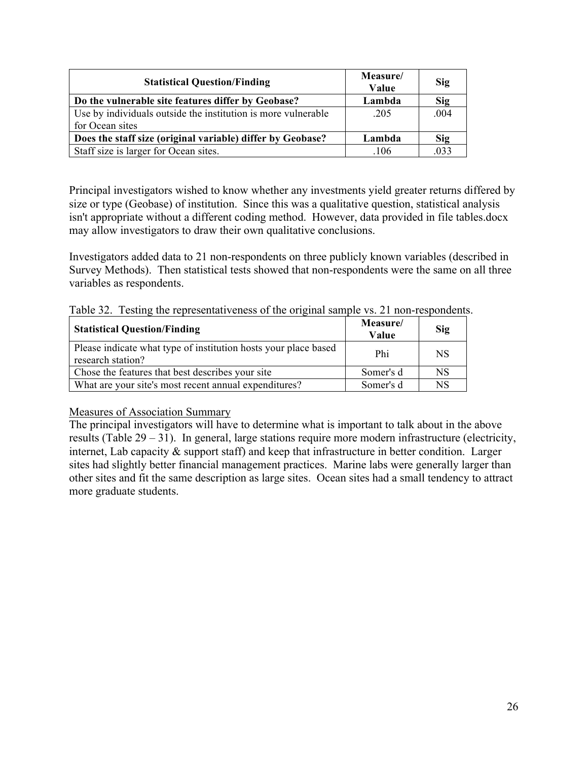| Statistical Question/Finding | Measure/ Value | Sig |
|---|---|---|
| **Do the vulnerable site features differ by Geobase?** | **Lambda** | **Sig** |
| Use by individuals outside the institution is more vulnerable for Ocean sites | .205 | .004 |
| **Does the staff size (original variable) differ by Geobase?** | **Lambda** | **Sig** |
| Staff size is larger for Ocean sites. | .106 | .033 |

Principal investigators wished to know whether any investments yield greater returns differed by size or type (Geobase) of institution. Since this was a qualitative question, statistical analysis isn't appropriate without a different coding method. However, data provided in file tables.docx may allow investigators to draw their own qualitative conclusions.

Investigators added data to 21 non-respondents on three publicly known variables (described in Survey Methods). Then statistical tests showed that non-respondents were the same on all three variables as respondents.

Table 32. Testing the representativeness of the original sample vs. 21 non-respondents.

| Statistical Question/Finding | Measure/ Value | Sig |
|---|---|---|
| Please indicate what type of institution hosts your place based research station? | Phi | NS |
| Chose the features that best describes your site | Somer's d | NS |
| What are your site's most recent annual expenditures? | Somer's d | NS |

<u>Measures of Association Summary</u>

The principal investigators will have to determine what is important to talk about in the above results (Table 29 – 31). In general, large stations require more modern infrastructure (electricity, internet, Lab capacity & support staff) and keep that infrastructure in better condition. Larger sites had slightly better financial management practices. Marine labs were generally larger than other sites and fit the same description as large sites. Ocean sites had a small tendency to attract more graduate students.